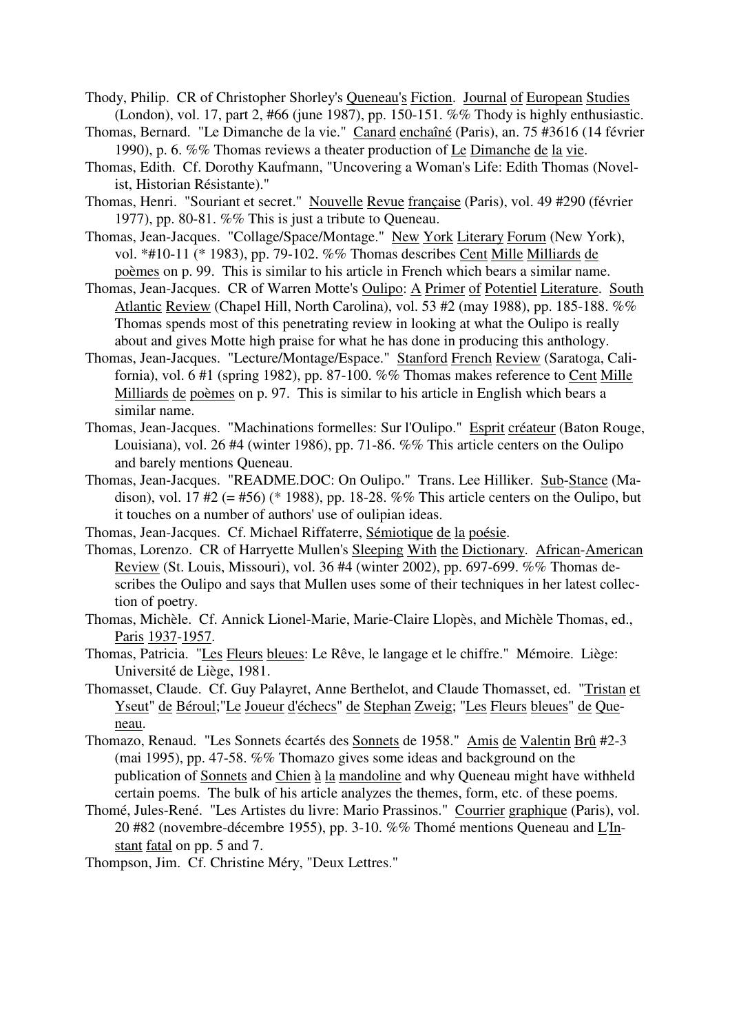Thody, Philip. CR of Christopher Shorley's Queneau's Fiction. Journal of European Studies (London), vol. 17, part 2, #66 (june 1987), pp. 150-151. %% Thody is highly enthusiastic.

Thomas, Bernard. "Le Dimanche de la vie." Canard enchaîné (Paris), an. 75 #3616 (14 février 1990), p. 6. %% Thomas reviews a theater production of Le Dimanche de la vie.

Thomas, Edith. Cf. Dorothy Kaufmann, "Uncovering a Woman's Life: Edith Thomas (Novelist, Historian Résistante)."

Thomas, Henri. "Souriant et secret." Nouvelle Revue française (Paris), vol. 49 #290 (février 1977), pp. 80-81. %% This is just a tribute to Queneau.

Thomas, Jean-Jacques. "Collage/Space/Montage." New York Literary Forum (New York), vol. *#10-11 (* 1983), pp. 79-102. %% Thomas describes Cent Mille Milliards de poèmes on p. 99. This is similar to his article in French which bears a similar name.

Thomas, Jean-Jacques. CR of Warren Motte's Oulipo: A Primer of Potentiel Literature. South Atlantic Review (Chapel Hill, North Carolina), vol. 53 #2 (may 1988), pp. 185-188. %% Thomas spends most of this penetrating review in looking at what the Oulipo is really about and gives Motte high praise for what he has done in producing this anthology.

Thomas, Jean-Jacques. "Lecture/Montage/Espace." Stanford French Review (Saratoga, California), vol. 6 #1 (spring 1982), pp. 87-100. %% Thomas makes reference to Cent Mille Milliards de poèmes on p. 97. This is similar to his article in English which bears a similar name.

Thomas, Jean-Jacques. "Machinations formelles: Sur l'Oulipo." Esprit créateur (Baton Rouge, Louisiana), vol. 26 #4 (winter 1986), pp. 71-86. %% This article centers on the Oulipo and barely mentions Queneau.

Thomas, Jean-Jacques. "README.DOC: On Oulipo." Trans. Lee Hilliker. Sub-Stance (Madison), vol. 17 #2 (= #56) (* 1988), pp. 18-28. %% This article centers on the Oulipo, but it touches on a number of authors' use of oulipian ideas.

Thomas, Jean-Jacques. Cf. Michael Riffaterre, Sémiotique de la poésie.

Thomas, Lorenzo. CR of Harryette Mullen's Sleeping With the Dictionary. African-American Review (St. Louis, Missouri), vol. 36 #4 (winter 2002), pp. 697-699. %% Thomas describes the Oulipo and says that Mullen uses some of their techniques in her latest collection of poetry.

Thomas, Michèle. Cf. Annick Lionel-Marie, Marie-Claire Llopès, and Michèle Thomas, ed., Paris 1937-1957.

Thomas, Patricia. "Les Fleurs bleues: Le Rêve, le langage et le chiffre." Mémoire. Liège: Université de Liège, 1981.

Thomasset, Claude. Cf. Guy Palayret, Anne Berthelot, and Claude Thomasset, ed. "Tristan et Yseut" de Béroul;"Le Joueur d'échecs" de Stephan Zweig; "Les Fleurs bleues" de Queneau.

Thomazo, Renaud. "Les Sonnets écartés des Sonnets de 1958." Amis de Valentin Brû #2-3 (mai 1995), pp. 47-58. %% Thomazo gives some ideas and background on the publication of Sonnets and Chien à la mandoline and why Queneau might have withheld certain poems. The bulk of his article analyzes the themes, form, etc. of these poems.

Thomé, Jules-René. "Les Artistes du livre: Mario Prassinos." Courrier graphique (Paris), vol. 20 #82 (novembre-décembre 1955), pp. 3-10. %% Thomé mentions Queneau and L'Instant fatal on pp. 5 and 7.

Thompson, Jim. Cf. Christine Méry, "Deux Lettres."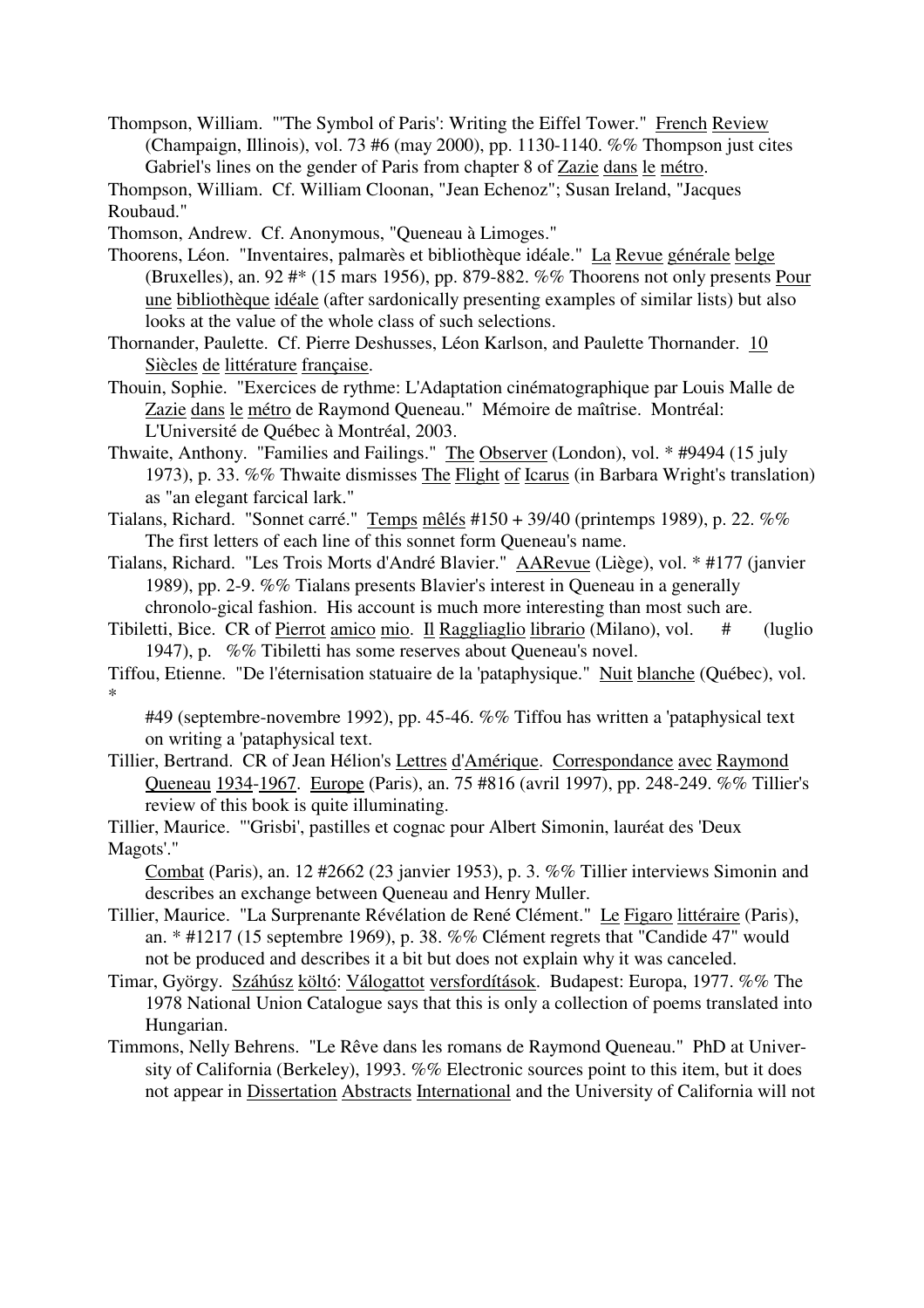Thompson, William. "'The Symbol of Paris': Writing the Eiffel Tower." French Review (Champaign, Illinois), vol. 73 #6 (may 2000), pp. 1130-1140. %% Thompson just cites Gabriel's lines on the gender of Paris from chapter 8 of Zazie dans le métro.

Thompson, William. Cf. William Cloonan, "Jean Echenoz"; Susan Ireland, "Jacques Roubaud."

Thomson, Andrew. Cf. Anonymous, "Queneau à Limoges."

Thoorens, Léon. "Inventaires, palmarès et bibliothèque idéale." La Revue générale belge (Bruxelles), an. 92 #* (15 mars 1956), pp. 879-882. %% Thoorens not only presents Pour une bibliothèque idéale (after sardonically presenting examples of similar lists) but also looks at the value of the whole class of such selections.

Thornander, Paulette. Cf. Pierre Deshusses, Léon Karlson, and Paulette Thornander. 10 Siècles de littérature française.

Thouin, Sophie. "Exercices de rythme: L'Adaptation cinématographique par Louis Malle de Zazie dans le métro de Raymond Queneau." Mémoire de maîtrise. Montréal: L'Université de Québec à Montréal, 2003.

Thwaite, Anthony. "Families and Failings." The Observer (London), vol. * #9494 (15 july 1973), p. 33. %% Thwaite dismisses The Flight of Icarus (in Barbara Wright's translation) as "an elegant farcical lark."

Tialans, Richard. "Sonnet carré." Temps mêlés #150 + 39/40 (printemps 1989), p. 22. %% The first letters of each line of this sonnet form Queneau's name.

Tialans, Richard. "Les Trois Morts d'André Blavier." AARevue (Liège), vol. * #177 (janvier 1989), pp. 2-9. %% Tialans presents Blavier's interest in Queneau in a generally chronolo-gical fashion. His account is much more interesting than most such are.

Tibiletti, Bice. CR of Pierrot amico mio. Il Raggliaglio librario (Milano), vol. # (luglio 1947), p. %% Tibiletti has some reserves about Queneau's novel.

Tiffou, Etienne. "De l'éternisation statuaire de la 'pataphysique." Nuit blanche (Québec), vol. * #49 (septembre-novembre 1992), pp. 45-46. %% Tiffou has written a 'pataphysical text on writing a 'pataphysical text.

Tillier, Bertrand. CR of Jean Hélion's Lettres d'Amérique. Correspondance avec Raymond Queneau 1934-1967. Europe (Paris), an. 75 #816 (avril 1997), pp. 248-249. %% Tillier's review of this book is quite illuminating.

Tillier, Maurice. "'Grisbi', pastilles et cognac pour Albert Simonin, lauréat des 'Deux Magots'." Combat (Paris), an. 12 #2662 (23 janvier 1953), p. 3. %% Tillier interviews Simonin and describes an exchange between Queneau and Henry Muller.

Tillier, Maurice. "La Surprenante Révélation de René Clément." Le Figaro littéraire (Paris), an. * #1217 (15 septembre 1969), p. 38. %% Clément regrets that "Candide 47" would not be produced and describes it a bit but does not explain why it was canceled.

Timar, György. Száhúsz költó: Válogattot versfordítások. Budapest: Europa, 1977. %% The 1978 National Union Catalogue says that this is only a collection of poems translated into Hungarian.

Timmons, Nelly Behrens. "Le Rêve dans les romans de Raymond Queneau." PhD at University of California (Berkeley), 1993. %% Electronic sources point to this item, but it does not appear in Dissertation Abstracts International and the University of California will not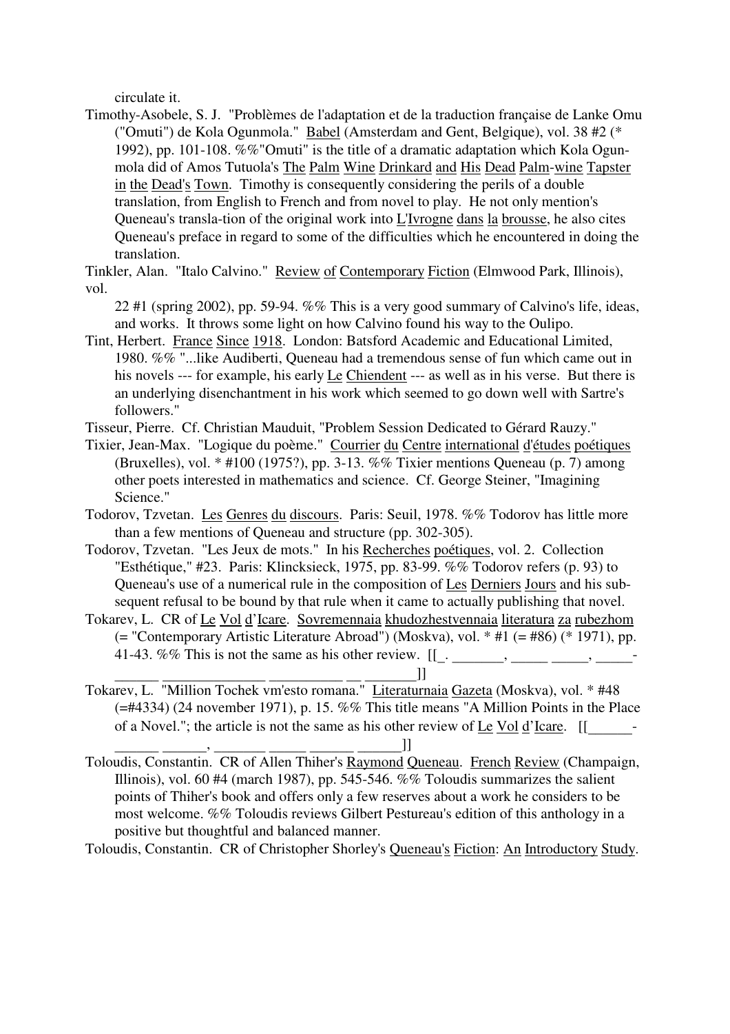circulate it.

Timothy-Asobele, S. J. "Problèmes de l'adaptation et de la traduction française de Lanke Omu ("Omuti") de Kola Ogunmola." Babel (Amsterdam and Gent, Belgique), vol. 38 #2 (* 1992), pp. 101-108. %%"Omuti" is the title of a dramatic adaptation which Kola Ogunmola did of Amos Tutuola's The Palm Wine Drinkard and His Dead Palm-wine Tapster in the Dead's Town. Timothy is consequently considering the perils of a double translation, from English to French and from novel to play. He not only mention's Queneau's transla-tion of the original work into L'Ivrogne dans la brousse, he also cites Queneau's preface in regard to some of the difficulties which he encountered in doing the translation.

Tinkler, Alan. "Italo Calvino." Review of Contemporary Fiction (Elmwood Park, Illinois), vol.
22 #1 (spring 2002), pp. 59-94. %% This is a very good summary of Calvino's life, ideas, and works. It throws some light on how Calvino found his way to the Oulipo.

Tint, Herbert. France Since 1918. London: Batsford Academic and Educational Limited, 1980. %% "...like Audiberti, Queneau had a tremendous sense of fun which came out in his novels --- for example, his early Le Chiendent --- as well as in his verse. But there is an underlying disenchantment in his work which seemed to go down well with Sartre's followers."

Tisseur, Pierre. Cf. Christian Mauduit, "Problem Session Dedicated to Gérard Rauzy."

Tixier, Jean-Max. "Logique du poème." Courrier du Centre international d'études poétiques (Bruxelles), vol. * #100 (1975?), pp. 3-13. %% Tixier mentions Queneau (p. 7) among other poets interested in mathematics and science. Cf. George Steiner, "Imagining Science."

Todorov, Tzvetan. Les Genres du discours. Paris: Seuil, 1978. %% Todorov has little more than a few mentions of Queneau and structure (pp. 302-305).

Todorov, Tzvetan. "Les Jeux de mots." In his Recherches poétiques, vol. 2. Collection "Esthétique," #23. Paris: Klincksieck, 1975, pp. 83-99. %% Todorov refers (p. 93) to Queneau's use of a numerical rule in the composition of Les Derniers Jours and his subsequent refusal to be bound by that rule when it came to actually publishing that novel.

Tokarev, L. CR of Le Vol d'Icare. Sovremennaia khudozhestvennaia literatura za rubezhom (= "Contemporary Artistic Literature Abroad") (Moskva), vol. * #1 (= #86) (* 1971), pp. 41-43. %% This is not the same as his other review. [[_. _______, _____ _____, _____-______ _____________ __________ __ _______]]

Tokarev, L. "Million Tochek vm'esto romana." Literaturnaia Gazeta (Moskva), vol. * #48 (=#4334) (24 november 1971), p. 15. %% This title means "A Million Points in the Place of a Novel."; the article is not the same as his other review of Le Vol d'Icare. [[______-______ ______, _______ _____ ______ ______]]

Toloudis, Constantin. CR of Allen Thiher's Raymond Queneau. French Review (Champaign, Illinois), vol. 60 #4 (march 1987), pp. 545-546. %% Toloudis summarizes the salient points of Thiher's book and offers only a few reserves about a work he considers to be most welcome. %% Toloudis reviews Gilbert Pestureau's edition of this anthology in a positive but thoughtful and balanced manner.

Toloudis, Constantin. CR of Christopher Shorley's Queneau's Fiction: An Introductory Study.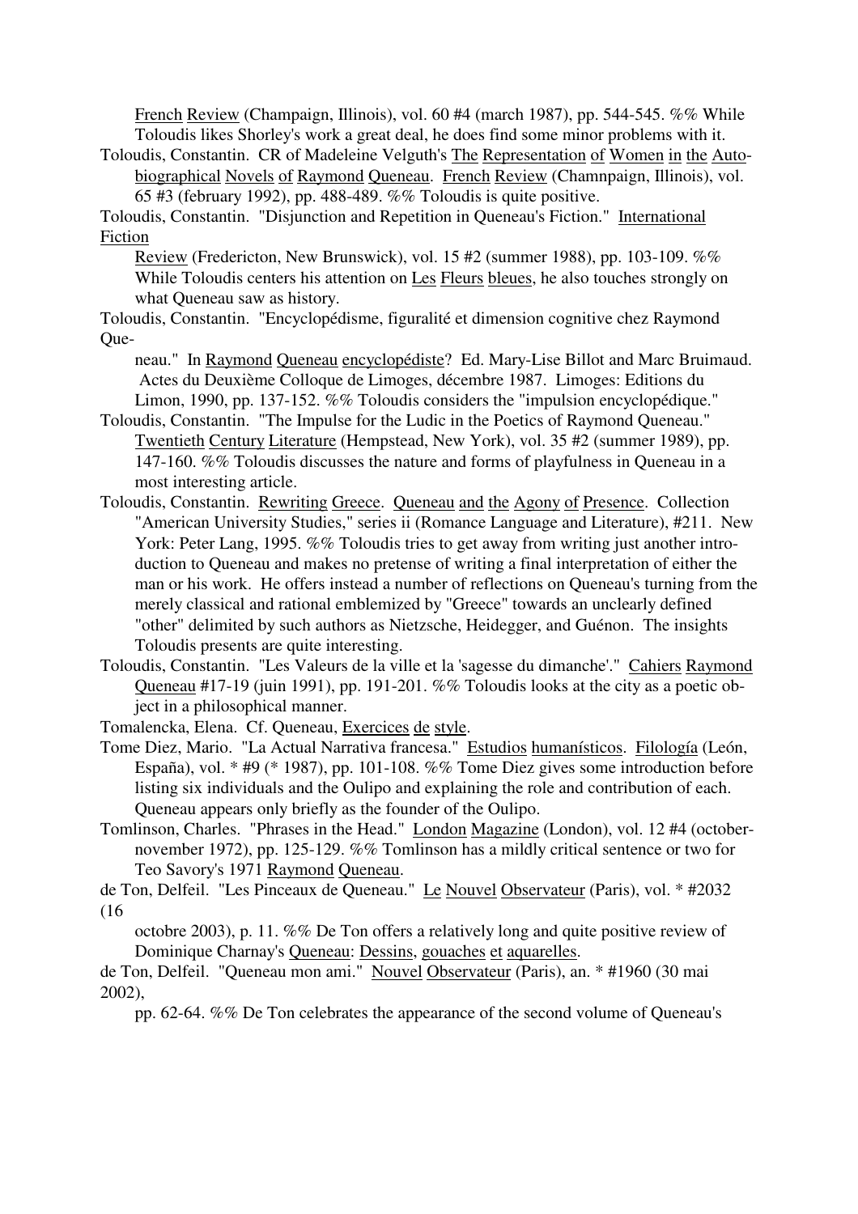French Review (Champaign, Illinois), vol. 60 #4 (march 1987), pp. 544-545. %% While Toloudis likes Shorley's work a great deal, he does find some minor problems with it.

Toloudis, Constantin. CR of Madeleine Velguth's The Representation of Women in the Autobiographical Novels of Raymond Queneau. French Review (Chamnpaign, Illinois), vol. 65 #3 (february 1992), pp. 488-489. %% Toloudis is quite positive.

Toloudis, Constantin. "Disjunction and Repetition in Queneau's Fiction." International Fiction Review (Fredericton, New Brunswick), vol. 15 #2 (summer 1988), pp. 103-109. %% While Toloudis centers his attention on Les Fleurs bleues, he also touches strongly on what Queneau saw as history.

Toloudis, Constantin. "Encyclopédisme, figuralité et dimension cognitive chez Raymond Queneau." In Raymond Queneau encyclopédiste? Ed. Mary-Lise Billot and Marc Bruimaud. Actes du Deuxième Colloque de Limoges, décembre 1987. Limoges: Editions du Limon, 1990, pp. 137-152. %% Toloudis considers the "impulsion encyclopédique."

Toloudis, Constantin. "The Impulse for the Ludic in the Poetics of Raymond Queneau." Twentieth Century Literature (Hempstead, New York), vol. 35 #2 (summer 1989), pp. 147-160. %% Toloudis discusses the nature and forms of playfulness in Queneau in a most interesting article.

Toloudis, Constantin. Rewriting Greece. Queneau and the Agony of Presence. Collection "American University Studies," series ii (Romance Language and Literature), #211. New York: Peter Lang, 1995. %% Toloudis tries to get away from writing just another introduction to Queneau and makes no pretense of writing a final interpretation of either the man or his work. He offers instead a number of reflections on Queneau's turning from the merely classical and rational emblemized by "Greece" towards an unclearly defined "other" delimited by such authors as Nietzsche, Heidegger, and Guénon. The insights Toloudis presents are quite interesting.

Toloudis, Constantin. "Les Valeurs de la ville et la 'sagesse du dimanche'." Cahiers Raymond Queneau #17-19 (juin 1991), pp. 191-201. %% Toloudis looks at the city as a poetic object in a philosophical manner.

Tomalencka, Elena. Cf. Queneau, Exercices de style.

Tome Diez, Mario. "La Actual Narrativa francesa." Estudios humanísticos. Filología (León, España), vol. * #9 (* 1987), pp. 101-108. %% Tome Diez gives some introduction before listing six individuals and the Oulipo and explaining the role and contribution of each. Queneau appears only briefly as the founder of the Oulipo.

Tomlinson, Charles. "Phrases in the Head." London Magazine (London), vol. 12 #4 (october-november 1972), pp. 125-129. %% Tomlinson has a mildly critical sentence or two for Teo Savory's 1971 Raymond Queneau.

de Ton, Delfeil. "Les Pinceaux de Queneau." Le Nouvel Observateur (Paris), vol. * #2032 (16 octobre 2003), p. 11. %% De Ton offers a relatively long and quite positive review of Dominique Charnay's Queneau: Dessins, gouaches et aquarelles.

de Ton, Delfeil. "Queneau mon ami." Nouvel Observateur (Paris), an. * #1960 (30 mai 2002), pp. 62-64. %% De Ton celebrates the appearance of the second volume of Queneau's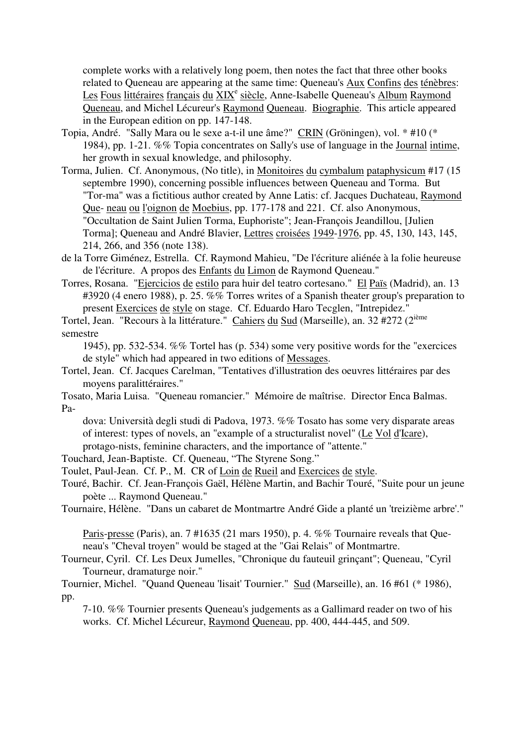complete works with a relatively long poem, then notes the fact that three other books related to Queneau are appearing at the same time: Queneau's Aux Confins des ténèbres: Les Fous littéraires français du XIX[e] siècle, Anne-Isabelle Queneau's Album Raymond Queneau, and Michel Lécureur's Raymond Queneau. Biographie. This article appeared in the European edition on pp. 147-148.

Topia, André. "Sally Mara ou le sexe a-t-il une âme?" CRIN (Gröningen), vol. * #10 (* 1984), pp. 1-21. %% Topia concentrates on Sally's use of language in the Journal intime, her growth in sexual knowledge, and philosophy.

Torma, Julien. Cf. Anonymous, (No title), in Monitoires du cymbalum pataphysicum #17 (15 septembre 1990), concerning possible influences between Queneau and Torma. But "Tor-ma" was a fictitious author created by Anne Latis: cf. Jacques Duchateau, Raymond Que- neau ou l'oignon de Moebius, pp. 177-178 and 221. Cf. also Anonymous, "Occultation de Saint Julien Torma, Euphoriste"; Jean-François Jeandillou, [Julien Torma]; Queneau and André Blavier, Lettres croisées 1949-1976, pp. 45, 130, 143, 145, 214, 266, and 356 (note 138).

de la Torre Giménez, Estrella. Cf. Raymond Mahieu, "De l'écriture aliénée à la folie heureuse de l'écriture. A propos des Enfants du Limon de Raymond Queneau."

Torres, Rosana. "Ejercicios de estilo para huir del teatro cortesano." El Païs (Madrid), an. 13 #3920 (4 enero 1988), p. 25. %% Torres writes of a Spanish theater group's preparation to present Exercices de style on stage. Cf. Eduardo Haro Tecglen, "Intrepidez."

Tortel, Jean. "Recours à la littérature." Cahiers du Sud (Marseille), an. 32 #272 (2[ième] semestre 1945), pp. 532-534. %% Tortel has (p. 534) some very positive words for the "exercices de style" which had appeared in two editions of Messages.

Tortel, Jean. Cf. Jacques Carelman, "Tentatives d'illustration des oeuvres littéraires par des moyens paralittéraires."

Tosato, Maria Luisa. "Queneau romancier." Mémoire de maîtrise. Director Enca Balmas. Pa- dova: Università degli studi di Padova, 1973. %% Tosato has some very disparate areas of interest: types of novels, an "example of a structuralist novel" (Le Vol d'Icare), protago-nists, feminine characters, and the importance of "attente."

Touchard, Jean-Baptiste. Cf. Queneau, "The Styrene Song."

Toulet, Paul-Jean. Cf. P., M. CR of Loin de Rueil and Exercices de style.

Touré, Bachir. Cf. Jean-François Gaël, Hélène Martin, and Bachir Touré, "Suite pour un jeune poète ... Raymond Queneau."

Tournaire, Hélène. "Dans un cabaret de Montmartre André Gide a planté un 'treizième arbre'." Paris-presse (Paris), an. 7 #1635 (21 mars 1950), p. 4. %% Tournaire reveals that Que- neau's "Cheval troyen" would be staged at the "Gai Relais" of Montmartre.

Tourneur, Cyril. Cf. Les Deux Jumelles, "Chronique du fauteuil grinçant"; Queneau, "Cyril Tourneur, dramaturge noir."

Tournier, Michel. "Quand Queneau 'lisait' Tournier." Sud (Marseille), an. 16 #61 (* 1986), pp. 7-10. %% Tournier presents Queneau's judgements as a Gallimard reader on two of his works. Cf. Michel Lécureur, Raymond Queneau, pp. 400, 444-445, and 509.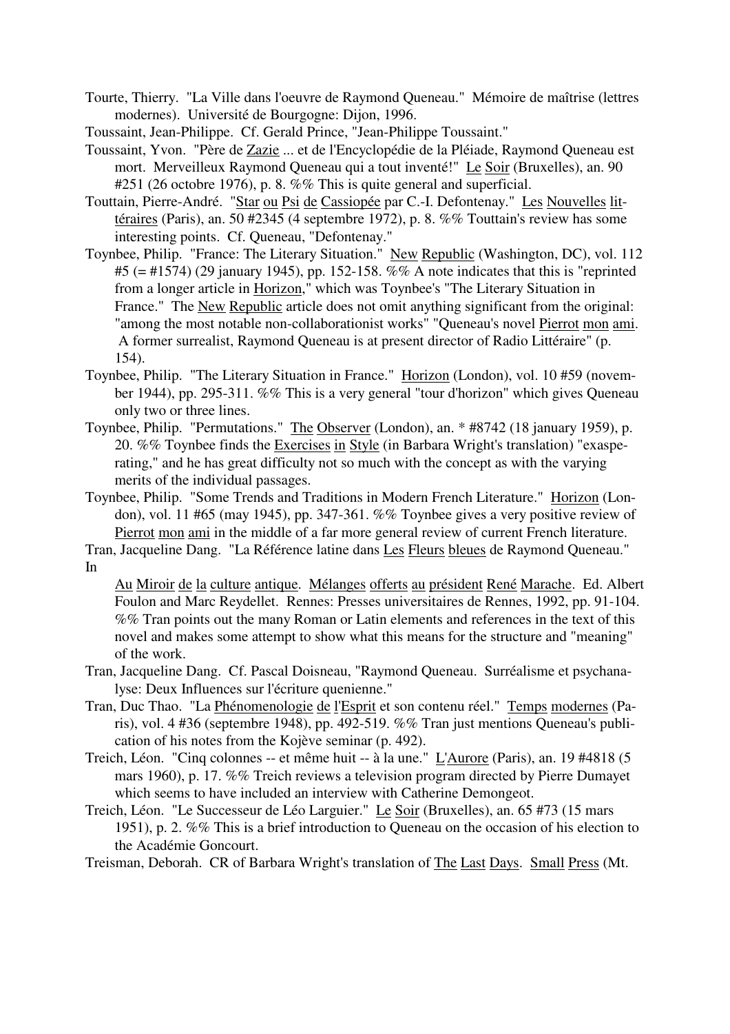Tourte, Thierry. "La Ville dans l'oeuvre de Raymond Queneau." Mémoire de maîtrise (lettres modernes). Université de Bourgogne: Dijon, 1996.

Toussaint, Jean-Philippe. Cf. Gerald Prince, "Jean-Philippe Toussaint."

Toussaint, Yvon. "Père de Zazie ... et de l'Encyclopédie de la Pléiade, Raymond Queneau est mort. Merveilleux Raymond Queneau qui a tout inventé!" Le Soir (Bruxelles), an. 90 #251 (26 octobre 1976), p. 8. %% This is quite general and superficial.

Touttain, Pierre-André. "Star ou Psi de Cassiopée par C.-I. Defontenay." Les Nouvelles littéraires (Paris), an. 50 #2345 (4 septembre 1972), p. 8. %% Touttain's review has some interesting points. Cf. Queneau, "Defontenay."

Toynbee, Philip. "France: The Literary Situation." New Republic (Washington, DC), vol. 112 #5 (= #1574) (29 january 1945), pp. 152-158. %% A note indicates that this is "reprinted from a longer article in Horizon," which was Toynbee's "The Literary Situation in France." The New Republic article does not omit anything significant from the original: "among the most notable non-collaborationist works" "Queneau's novel Pierrot mon ami. A former surrealist, Raymond Queneau is at present director of Radio Littéraire" (p. 154).

Toynbee, Philip. "The Literary Situation in France." Horizon (London), vol. 10 #59 (november 1944), pp. 295-311. %% This is a very general "tour d'horizon" which gives Queneau only two or three lines.

Toynbee, Philip. "Permutations." The Observer (London), an. * #8742 (18 january 1959), p. 20. %% Toynbee finds the Exercises in Style (in Barbara Wright's translation) "exasperating," and he has great difficulty not so much with the concept as with the varying merits of the individual passages.

Toynbee, Philip. "Some Trends and Traditions in Modern French Literature." Horizon (London), vol. 11 #65 (may 1945), pp. 347-361. %% Toynbee gives a very positive review of Pierrot mon ami in the middle of a far more general review of current French literature.

Tran, Jacqueline Dang. "La Référence latine dans Les Fleurs bleues de Raymond Queneau." In Au Miroir de la culture antique. Mélanges offerts au président René Marache. Ed. Albert Foulon and Marc Reydellet. Rennes: Presses universitaires de Rennes, 1992, pp. 91-104. %% Tran points out the many Roman or Latin elements and references in the text of this novel and makes some attempt to show what this means for the structure and "meaning" of the work.

Tran, Jacqueline Dang. Cf. Pascal Doisneau, "Raymond Queneau. Surréalisme et psychanalyse: Deux Influences sur l'écriture quenienne."

Tran, Duc Thao. "La Phénomenologie de l'Esprit et son contenu réel." Temps modernes (Paris), vol. 4 #36 (septembre 1948), pp. 492-519. %% Tran just mentions Queneau's publication of his notes from the Kojève seminar (p. 492).

Treich, Léon. "Cinq colonnes -- et même huit -- à la une." L'Aurore (Paris), an. 19 #4818 (5 mars 1960), p. 17. %% Treich reviews a television program directed by Pierre Dumayet which seems to have included an interview with Catherine Demongeot.

Treich, Léon. "Le Successeur de Léo Larguier." Le Soir (Bruxelles), an. 65 #73 (15 mars 1951), p. 2. %% This is a brief introduction to Queneau on the occasion of his election to the Académie Goncourt.

Treisman, Deborah. CR of Barbara Wright's translation of The Last Days. Small Press (Mt.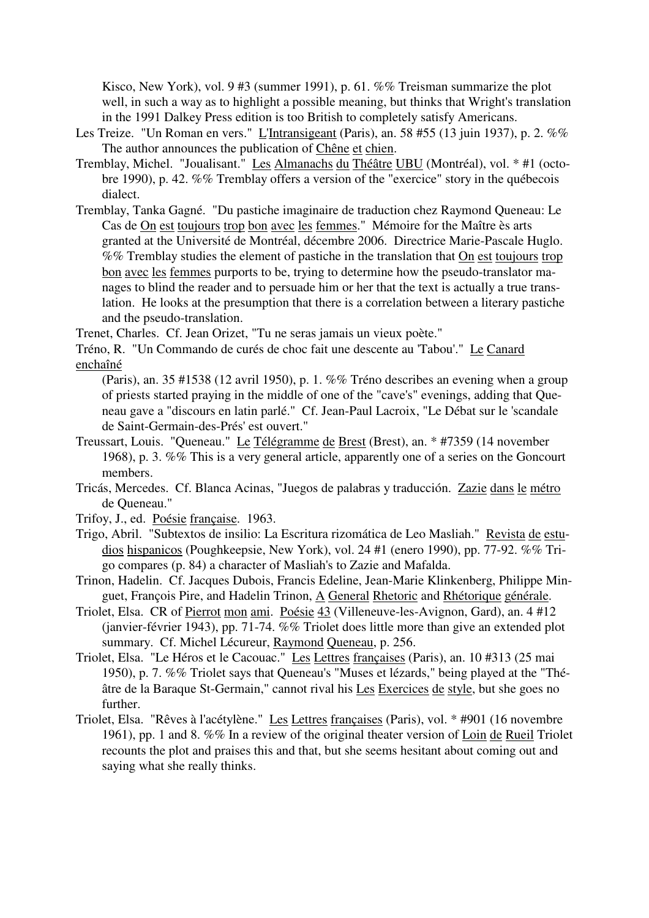Kisco, New York), vol. 9 #3 (summer 1991), p. 61. %% Treisman summarize the plot well, in such a way as to highlight a possible meaning, but thinks that Wright's translation in the 1991 Dalkey Press edition is too British to completely satisfy Americans.

Les Treize. "Un Roman en vers." L'Intransigeant (Paris), an. 58 #55 (13 juin 1937), p. 2. %% The author announces the publication of Chêne et chien.

Tremblay, Michel. "Joualisant." Les Almanachs du Théâtre UBU (Montréal), vol. * #1 (octobre 1990), p. 42. %% Tremblay offers a version of the "exercice" story in the québecois dialect.

Tremblay, Tanka Gagné. "Du pastiche imaginaire de traduction chez Raymond Queneau: Le Cas de On est toujours trop bon avec les femmes." Mémoire for the Maître ès arts granted at the Université de Montréal, décembre 2006. Directrice Marie-Pascale Huglo. %% Tremblay studies the element of pastiche in the translation that On est toujours trop bon avec les femmes purports to be, trying to determine how the pseudo-translator manages to blind the reader and to persuade him or her that the text is actually a true translation. He looks at the presumption that there is a correlation between a literary pastiche and the pseudo-translation.

Trenet, Charles. Cf. Jean Orizet, "Tu ne seras jamais un vieux poète."

Tréno, R. "Un Commando de curés de choc fait une descente au 'Tabou'." Le Canard enchaîné (Paris), an. 35 #1538 (12 avril 1950), p. 1. %% Tréno describes an evening when a group of priests started praying in the middle of one of the "cave's" evenings, adding that Queneau gave a "discours en latin parlé." Cf. Jean-Paul Lacroix, "Le Débat sur le 'scandale de Saint-Germain-des-Prés' est ouvert."

Treussart, Louis. "Queneau." Le Télégramme de Brest (Brest), an. * #7359 (14 november 1968), p. 3. %% This is a very general article, apparently one of a series on the Goncourt members.

Tricás, Mercedes. Cf. Blanca Acinas, "Juegos de palabras y traducción. Zazie dans le métro de Queneau."

Trifoy, J., ed. Poésie française. 1963.

Trigo, Abril. "Subtextos de insilio: La Escritura rizomática de Leo Masliah." Revista de estudios hispanicos (Poughkeepsie, New York), vol. 24 #1 (enero 1990), pp. 77-92. %% Trigo compares (p. 84) a character of Masliah's to Zazie and Mafalda.

Trinon, Hadelin. Cf. Jacques Dubois, Francis Edeline, Jean-Marie Klinkenberg, Philippe Minguet, François Pire, and Hadelin Trinon, A General Rhetoric and Rhétorique générale.

Triolet, Elsa. CR of Pierrot mon ami. Poésie 43 (Villeneuve-les-Avignon, Gard), an. 4 #12 (janvier-février 1943), pp. 71-74. %% Triolet does little more than give an extended plot summary. Cf. Michel Lécureur, Raymond Queneau, p. 256.

Triolet, Elsa. "Le Héros et le Cacouac." Les Lettres françaises (Paris), an. 10 #313 (25 mai 1950), p. 7. %% Triolet says that Queneau's "Muses et lézards," being played at the "Théâtre de la Baraque St-Germain," cannot rival his Les Exercices de style, but she goes no further.

Triolet, Elsa. "Rêves à l'acétylène." Les Lettres françaises (Paris), vol. * #901 (16 novembre 1961), pp. 1 and 8. %% In a review of the original theater version of Loin de Rueil Triolet recounts the plot and praises this and that, but she seems hesitant about coming out and saying what she really thinks.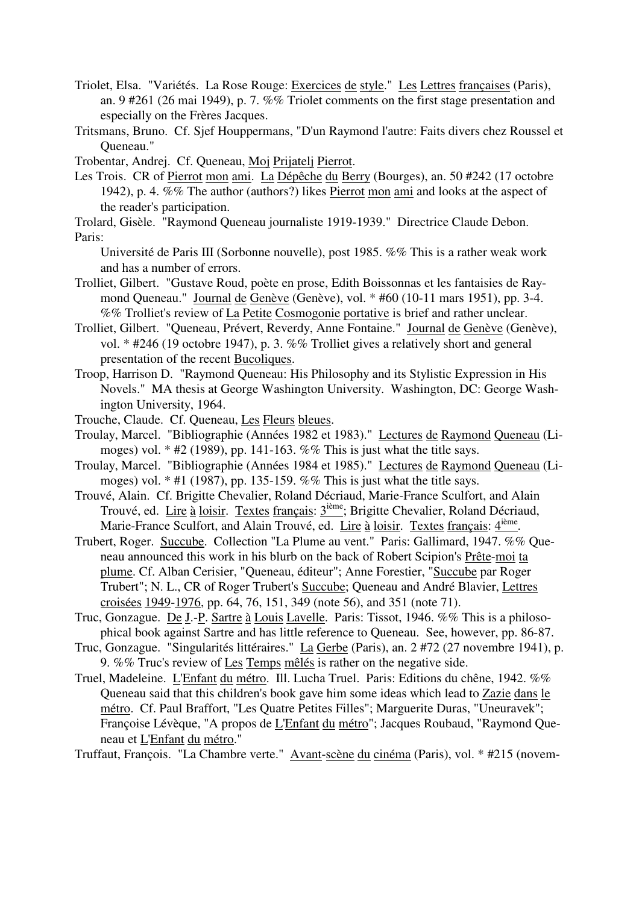Triolet, Elsa. "Variétés. La Rose Rouge: Exercices de style." Les Lettres françaises (Paris), an. 9 #261 (26 mai 1949), p. 7. %% Triolet comments on the first stage presentation and especially on the Frères Jacques.

Tritsmans, Bruno. Cf. Sjef Houppermans, "D'un Raymond l'autre: Faits divers chez Roussel et Queneau."

Trobentar, Andrej. Cf. Queneau, Moj Prijatelj Pierrot.

Les Trois. CR of Pierrot mon ami. La Dépêche du Berry (Bourges), an. 50 #242 (17 octobre 1942), p. 4. %% The author (authors?) likes Pierrot mon ami and looks at the aspect of the reader's participation.

Trolard, Gisèle. "Raymond Queneau journaliste 1919-1939." Directrice Claude Debon. Paris:

Université de Paris III (Sorbonne nouvelle), post 1985. %% This is a rather weak work and has a number of errors.

Trolliet, Gilbert. "Gustave Roud, poète en prose, Edith Boissonnas et les fantaisies de Raymond Queneau." Journal de Genève (Genève), vol. * #60 (10-11 mars 1951), pp. 3-4. %% Trolliet's review of La Petite Cosmogonie portative is brief and rather unclear.

Trolliet, Gilbert. "Queneau, Prévert, Reverdy, Anne Fontaine." Journal de Genève (Genève), vol. * #246 (19 octobre 1947), p. 3. %% Trolliet gives a relatively short and general presentation of the recent Bucoliques.

Troop, Harrison D. "Raymond Queneau: His Philosophy and its Stylistic Expression in His Novels." MA thesis at George Washington University. Washington, DC: George Washington University, 1964.

Trouche, Claude. Cf. Queneau, Les Fleurs bleues.

Troulay, Marcel. "Bibliographie (Années 1982 et 1983)." Lectures de Raymond Queneau (Limoges) vol. * #2 (1989), pp. 141-163. %% This is just what the title says.

Troulay, Marcel. "Bibliographie (Années 1984 et 1985)." Lectures de Raymond Queneau (Limoges) vol. * #1 (1987), pp. 135-159. %% This is just what the title says.

Trouvé, Alain. Cf. Brigitte Chevalier, Roland Décriaud, Marie-France Sculfort, and Alain Trouvé, ed. Lire à loisir. Textes français: 3ième; Brigitte Chevalier, Roland Décriaud, Marie-France Sculfort, and Alain Trouvé, ed. Lire à loisir. Textes français: 4ième.

Trubert, Roger. Succube. Collection "La Plume au vent." Paris: Gallimard, 1947. %% Queneau announced this work in his blurb on the back of Robert Scipion's Prête-moi ta plume. Cf. Alban Cerisier, "Queneau, éditeur"; Anne Forestier, "Succube par Roger Trubert"; N. L., CR of Roger Trubert's Succube; Queneau and André Blavier, Lettres croisées 1949-1976, pp. 64, 76, 151, 349 (note 56), and 351 (note 71).

Truc, Gonzague. De J.-P. Sartre à Louis Lavelle. Paris: Tissot, 1946. %% This is a philosophical book against Sartre and has little reference to Queneau. See, however, pp. 86-87.

Truc, Gonzague. "Singularités littéraires." La Gerbe (Paris), an. 2 #72 (27 novembre 1941), p. 9. %% Truc's review of Les Temps mêlés is rather on the negative side.

Truel, Madeleine. L'Enfant du métro. Ill. Lucha Truel. Paris: Editions du chêne, 1942. %% Queneau said that this children's book gave him some ideas which lead to Zazie dans le métro. Cf. Paul Braffort, "Les Quatre Petites Filles"; Marguerite Duras, "Uneuravek"; Françoise Lévèque, "A propos de L'Enfant du métro"; Jacques Roubaud, "Raymond Queneau et L'Enfant du métro."

Truffaut, François. "La Chambre verte." Avant-scène du cinéma (Paris), vol. * #215 (novem-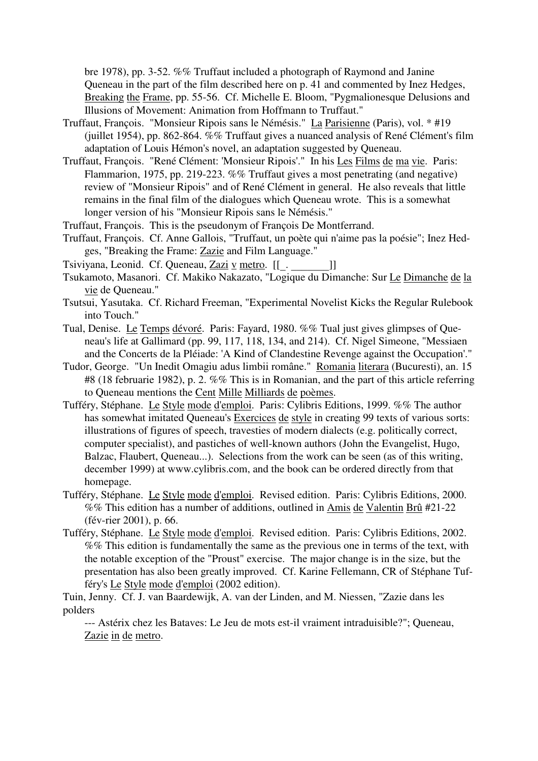bre 1978), pp. 3-52. %% Truffaut included a photograph of Raymond and Janine Queneau in the part of the film described here on p. 41 and commented by Inez Hedges, Breaking the Frame, pp. 55-56. Cf. Michelle E. Bloom, "Pygmalionesque Delusions and Illusions of Movement: Animation from Hoffmann to Truffaut."

Truffaut, François. "Monsieur Ripois sans le Némésis." La Parisienne (Paris), vol. * #19 (juillet 1954), pp. 862-864. %% Truffaut gives a nuanced analysis of René Clément's film adaptation of Louis Hémon's novel, an adaptation suggested by Queneau.

Truffaut, François. "René Clément: 'Monsieur Ripois'." In his Les Films de ma vie. Paris: Flammarion, 1975, pp. 219-223. %% Truffaut gives a most penetrating (and negative) review of "Monsieur Ripois" and of René Clément in general. He also reveals that little remains in the final film of the dialogues which Queneau wrote. This is a somewhat longer version of his "Monsieur Ripois sans le Némésis."

Truffaut, François. This is the pseudonym of François De Montferrand.

Truffaut, François. Cf. Anne Gallois, "Truffaut, un poète qui n'aime pas la poésie"; Inez Hedges, "Breaking the Frame: Zazie and Film Language."

Tsiviyana, Leonid. Cf. Queneau, Zazi v metro. [[_. _______]]

Tsukamoto, Masanori. Cf. Makiko Nakazato, "Logique du Dimanche: Sur Le Dimanche de la vie de Queneau."

Tsutsui, Yasutaka. Cf. Richard Freeman, "Experimental Novelist Kicks the Regular Rulebook into Touch."

Tual, Denise. Le Temps dévoré. Paris: Fayard, 1980. %% Tual just gives glimpses of Queneau's life at Gallimard (pp. 99, 117, 118, 134, and 214). Cf. Nigel Simeone, "Messiaen and the Concerts de la Pléiade: 'A Kind of Clandestine Revenge against the Occupation'."

Tudor, George. "Un Inedit Omagiu adus limbii române." Romania literara (Bucuresti), an. 15 #8 (18 februarie 1982), p. 2. %% This is in Romanian, and the part of this article referring to Queneau mentions the Cent Mille Milliards de poèmes.

Tufféry, Stéphane. Le Style mode d'emploi. Paris: Cylibris Editions, 1999. %% The author has somewhat imitated Queneau's Exercices de style in creating 99 texts of various sorts: illustrations of figures of speech, travesties of modern dialects (e.g. politically correct, computer specialist), and pastiches of well-known authors (John the Evangelist, Hugo, Balzac, Flaubert, Queneau...). Selections from the work can be seen (as of this writing, december 1999) at www.cylibris.com, and the book can be ordered directly from that homepage.

Tufféry, Stéphane. Le Style mode d'emploi. Revised edition. Paris: Cylibris Editions, 2000. %% This edition has a number of additions, outlined in Amis de Valentin Brû #21-22 (fév-rier 2001), p. 66.

Tufféry, Stéphane. Le Style mode d'emploi. Revised edition. Paris: Cylibris Editions, 2002. %% This edition is fundamentally the same as the previous one in terms of the text, with the notable exception of the "Proust" exercise. The major change is in the size, but the presentation has also been greatly improved. Cf. Karine Fellemann, CR of Stéphane Tufféry's Le Style mode d'emploi (2002 edition).

Tuin, Jenny. Cf. J. van Baardewijk, A. van der Linden, and M. Niessen, "Zazie dans les polders --- Astérix chez les Bataves: Le Jeu de mots est-il vraiment intraduisible?"; Queneau, Zazie in de metro.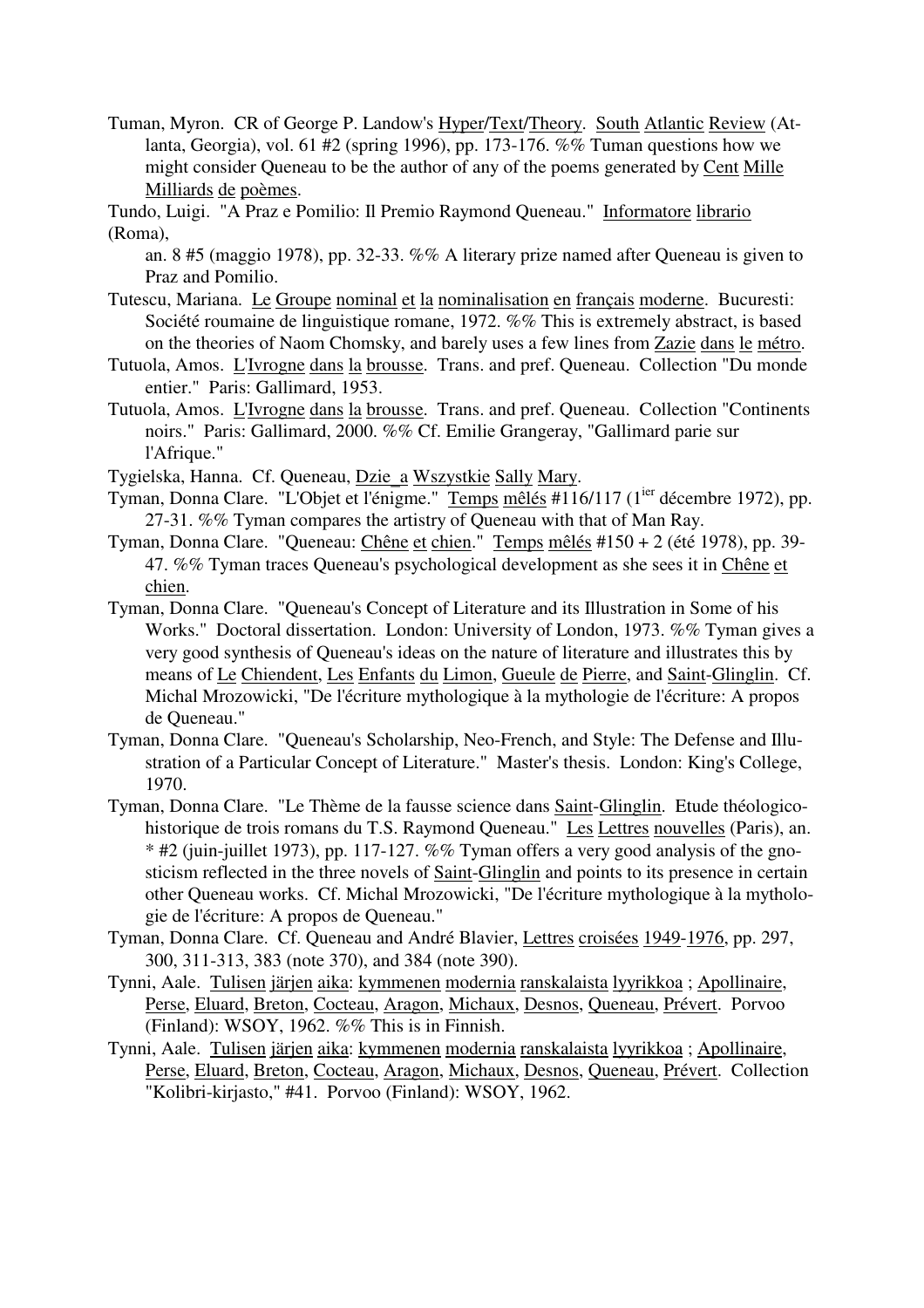Tuman, Myron. CR of George P. Landow's Hyper/Text/Theory. South Atlantic Review (Atlanta, Georgia), vol. 61 #2 (spring 1996), pp. 173-176. %% Tuman questions how we might consider Queneau to be the author of any of the poems generated by Cent Mille Milliards de poèmes.

Tundo, Luigi. "A Praz e Pomilio: Il Premio Raymond Queneau." Informatore librario (Roma),

an. 8 #5 (maggio 1978), pp. 32-33. %% A literary prize named after Queneau is given to Praz and Pomilio.

Tutescu, Mariana. Le Groupe nominal et la nominalisation en français moderne. Bucuresti: Société roumaine de linguistique romane, 1972. %% This is extremely abstract, is based on the theories of Naom Chomsky, and barely uses a few lines from Zazie dans le métro.

Tutuola, Amos. L'Ivrogne dans la brousse. Trans. and pref. Queneau. Collection "Du monde entier." Paris: Gallimard, 1953.

Tutuola, Amos. L'Ivrogne dans la brousse. Trans. and pref. Queneau. Collection "Continents noirs." Paris: Gallimard, 2000. %% Cf. Emilie Grangeray, "Gallimard parie sur l'Afrique."

Tygielska, Hanna. Cf. Queneau, Dzie_a Wszystkie Sally Mary.

Tyman, Donna Clare. "L'Objet et l'énigme." Temps mêlés #116/117 (1[ier] décembre 1972), pp. 27-31. %% Tyman compares the artistry of Queneau with that of Man Ray.

Tyman, Donna Clare. "Queneau: Chêne et chien." Temps mêlés #150 + 2 (été 1978), pp. 39-47. %% Tyman traces Queneau's psychological development as she sees it in Chêne et chien.

Tyman, Donna Clare. "Queneau's Concept of Literature and its Illustration in Some of his Works." Doctoral dissertation. London: University of London, 1973. %% Tyman gives a very good synthesis of Queneau's ideas on the nature of literature and illustrates this by means of Le Chiendent, Les Enfants du Limon, Gueule de Pierre, and Saint-Glinglin. Cf. Michal Mrozowicki, "De l'écriture mythologique à la mythologie de l'écriture: A propos de Queneau."

Tyman, Donna Clare. "Queneau's Scholarship, Neo-French, and Style: The Defense and Illustration of a Particular Concept of Literature." Master's thesis. London: King's College, 1970.

Tyman, Donna Clare. "Le Thème de la fausse science dans Saint-Glinglin. Etude théologico-historique de trois romans du T.S. Raymond Queneau." Les Lettres nouvelles (Paris), an. * #2 (juin-juillet 1973), pp. 117-127. %% Tyman offers a very good analysis of the gnosticism reflected in the three novels of Saint-Glinglin and points to its presence in certain other Queneau works. Cf. Michal Mrozowicki, "De l'écriture mythologique à la mythologie de l'écriture: A propos de Queneau."

Tyman, Donna Clare. Cf. Queneau and André Blavier, Lettres croisées 1949-1976, pp. 297, 300, 311-313, 383 (note 370), and 384 (note 390).

Tynni, Aale. Tulisen järjen aika: kymmenen modernia ranskalaista lyyrikkoa ; Apollinaire, Perse, Eluard, Breton, Cocteau, Aragon, Michaux, Desnos, Queneau, Prévert. Porvoo (Finland): WSOY, 1962. %% This is in Finnish.

Tynni, Aale. Tulisen järjen aika: kymmenen modernia ranskalaista lyyrikkoa ; Apollinaire, Perse, Eluard, Breton, Cocteau, Aragon, Michaux, Desnos, Queneau, Prévert. Collection "Kolibri-kirjasto," #41. Porvoo (Finland): WSOY, 1962.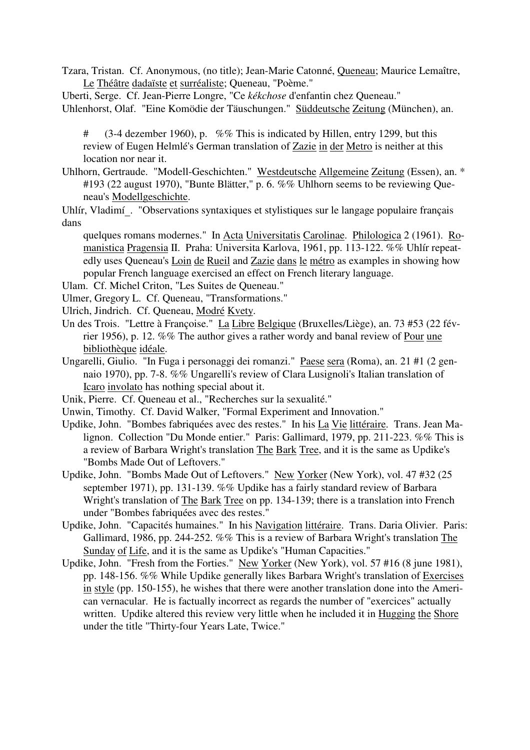Tzara, Tristan. Cf. Anonymous, (no title); Jean-Marie Catonné, Queneau; Maurice Lemaître, Le Théâtre dadaïste et surréaliste; Queneau, "Poème."

Uberti, Serge. Cf. Jean-Pierre Longre, "Ce *kékchose* d'enfantin chez Queneau."

Uhlenhorst, Olaf. "Eine Komödie der Täuschungen." Süddeutsche Zeitung (München), an.

# (3-4 dezember 1960), p. %% This is indicated by Hillen, entry 1299, but this review of Eugen Helmlé's German translation of Zazie in der Metro is neither at this location nor near it.

Uhlhorn, Gertraude. "Modell-Geschichten." Westdeutsche Allgemeine Zeitung (Essen), an. * #193 (22 august 1970), "Bunte Blätter," p. 6. %% Uhlhorn seems to be reviewing Queneau's Modellgeschichte.

Uhlír, Vladimí_. "Observations syntaxiques et stylistiques sur le langage populaire français dans quelques romans modernes." In Acta Universitatis Carolinae. Philologica 2 (1961). Romanistica Pragensia II. Praha: Universita Karlova, 1961, pp. 113-122. %% Uhlír repeatedly uses Queneau's Loin de Rueil and Zazie dans le métro as examples in showing how popular French language exercised an effect on French literary language.

Ulam. Cf. Michel Criton, "Les Suites de Queneau."

Ulmer, Gregory L. Cf. Queneau, "Transformations."

Ulrich, Jindrich. Cf. Queneau, Modré Kvety.

Un des Trois. "Lettre à Françoise." La Libre Belgique (Bruxelles/Liège), an. 73 #53 (22 février 1956), p. 12. %% The author gives a rather wordy and banal review of Pour une bibliothèque idéale.

Ungarelli, Giulio. "In Fuga i personaggi dei romanzi." Paese sera (Roma), an. 21 #1 (2 gennaio 1970), pp. 7-8. %% Ungarelli's review of Clara Lusignoli's Italian translation of Icaro involato has nothing special about it.

Unik, Pierre. Cf. Queneau et al., "Recherches sur la sexualité."

Unwin, Timothy. Cf. David Walker, "Formal Experiment and Innovation."

Updike, John. "Bombes fabriquées avec des restes." In his La Vie littéraire. Trans. Jean Malignon. Collection "Du Monde entier." Paris: Gallimard, 1979, pp. 211-223. %% This is a review of Barbara Wright's translation The Bark Tree, and it is the same as Updike's "Bombs Made Out of Leftovers."

Updike, John. "Bombs Made Out of Leftovers." New Yorker (New York), vol. 47 #32 (25 september 1971), pp. 131-139. %% Updike has a fairly standard review of Barbara Wright's translation of The Bark Tree on pp. 134-139; there is a translation into French under "Bombes fabriquées avec des restes."

Updike, John. "Capacités humaines." In his Navigation littéraire. Trans. Daria Olivier. Paris: Gallimard, 1986, pp. 244-252. %% This is a review of Barbara Wright's translation The Sunday of Life, and it is the same as Updike's "Human Capacities."

Updike, John. "Fresh from the Forties." New Yorker (New York), vol. 57 #16 (8 june 1981), pp. 148-156. %% While Updike generally likes Barbara Wright's translation of Exercises in style (pp. 150-155), he wishes that there were another translation done into the American vernacular. He is factually incorrect as regards the number of "exercices" actually written. Updike altered this review very little when he included it in Hugging the Shore under the title "Thirty-four Years Late, Twice."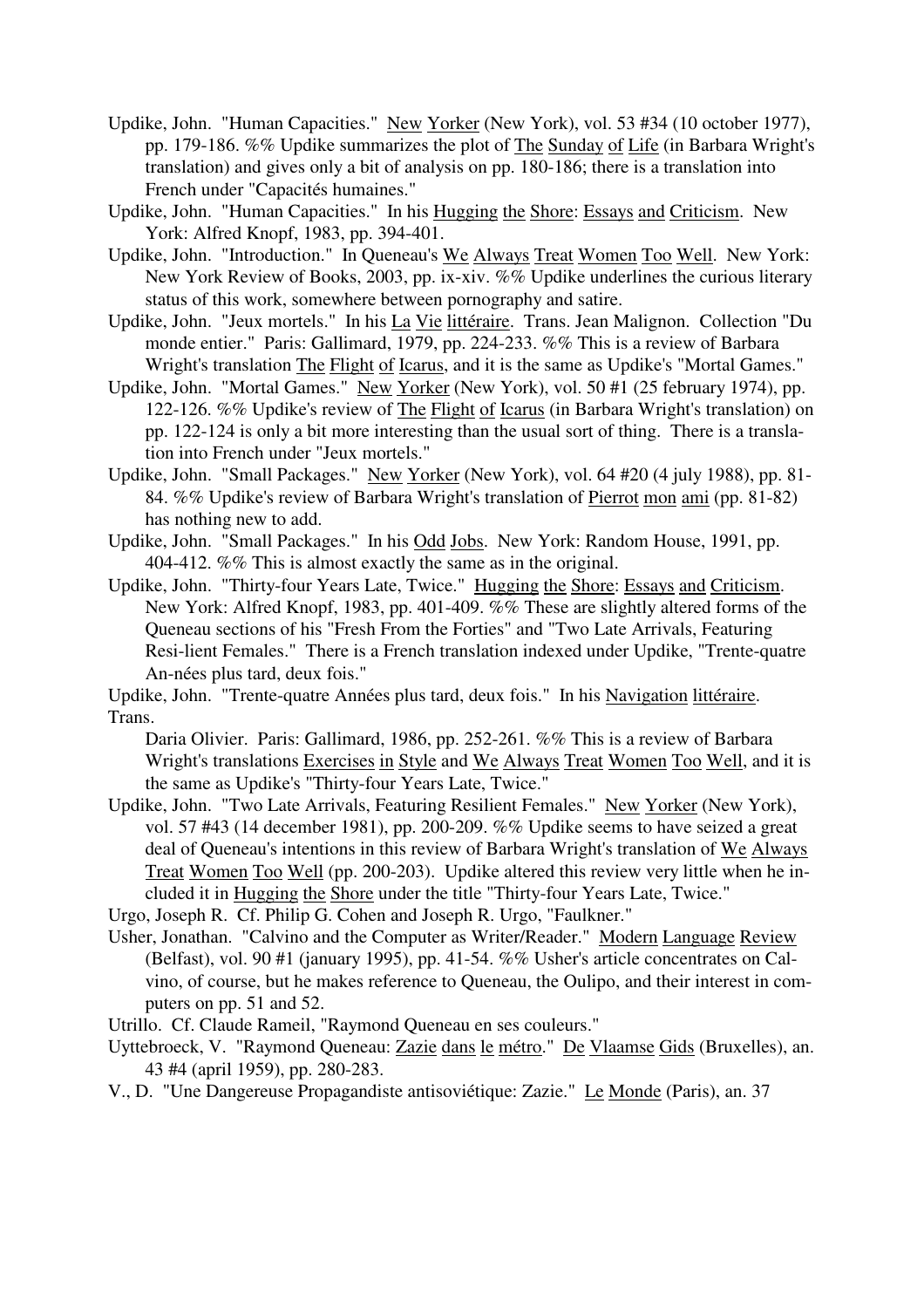Updike, John. "Human Capacities." New Yorker (New York), vol. 53 #34 (10 october 1977), pp. 179-186. %% Updike summarizes the plot of The Sunday of Life (in Barbara Wright's translation) and gives only a bit of analysis on pp. 180-186; there is a translation into French under "Capacités humaines."

Updike, John. "Human Capacities." In his Hugging the Shore: Essays and Criticism. New York: Alfred Knopf, 1983, pp. 394-401.

Updike, John. "Introduction." In Queneau's We Always Treat Women Too Well. New York: New York Review of Books, 2003, pp. ix-xiv. %% Updike underlines the curious literary status of this work, somewhere between pornography and satire.

Updike, John. "Jeux mortels." In his La Vie littéraire. Trans. Jean Malignon. Collection "Du monde entier." Paris: Gallimard, 1979, pp. 224-233. %% This is a review of Barbara Wright's translation The Flight of Icarus, and it is the same as Updike's "Mortal Games."

Updike, John. "Mortal Games." New Yorker (New York), vol. 50 #1 (25 february 1974), pp. 122-126. %% Updike's review of The Flight of Icarus (in Barbara Wright's translation) on pp. 122-124 is only a bit more interesting than the usual sort of thing. There is a translation into French under "Jeux mortels."

Updike, John. "Small Packages." New Yorker (New York), vol. 64 #20 (4 july 1988), pp. 81-84. %% Updike's review of Barbara Wright's translation of Pierrot mon ami (pp. 81-82) has nothing new to add.

Updike, John. "Small Packages." In his Odd Jobs. New York: Random House, 1991, pp. 404-412. %% This is almost exactly the same as in the original.

Updike, John. "Thirty-four Years Late, Twice." Hugging the Shore: Essays and Criticism. New York: Alfred Knopf, 1983, pp. 401-409. %% These are slightly altered forms of the Queneau sections of his "Fresh From the Forties" and "Two Late Arrivals, Featuring Resi-lient Females." There is a French translation indexed under Updike, "Trente-quatre An-nées plus tard, deux fois."

Updike, John. "Trente-quatre Années plus tard, deux fois." In his Navigation littéraire. Trans. Daria Olivier. Paris: Gallimard, 1986, pp. 252-261. %% This is a review of Barbara Wright's translations Exercises in Style and We Always Treat Women Too Well, and it is the same as Updike's "Thirty-four Years Late, Twice."

Updike, John. "Two Late Arrivals, Featuring Resilient Females." New Yorker (New York), vol. 57 #43 (14 december 1981), pp. 200-209. %% Updike seems to have seized a great deal of Queneau's intentions in this review of Barbara Wright's translation of We Always Treat Women Too Well (pp. 200-203). Updike altered this review very little when he included it in Hugging the Shore under the title "Thirty-four Years Late, Twice."

Urgo, Joseph R. Cf. Philip G. Cohen and Joseph R. Urgo, "Faulkner."

Usher, Jonathan. "Calvino and the Computer as Writer/Reader." Modern Language Review (Belfast), vol. 90 #1 (january 1995), pp. 41-54. %% Usher's article concentrates on Calvino, of course, but he makes reference to Queneau, the Oulipo, and their interest in computers on pp. 51 and 52.

Utrillo. Cf. Claude Rameil, "Raymond Queneau en ses couleurs."

Uyttebroeck, V. "Raymond Queneau: Zazie dans le métro." De Vlaamse Gids (Bruxelles), an. 43 #4 (april 1959), pp. 280-283.

V., D. "Une Dangereuse Propagandiste antisoviétique: Zazie." Le Monde (Paris), an. 37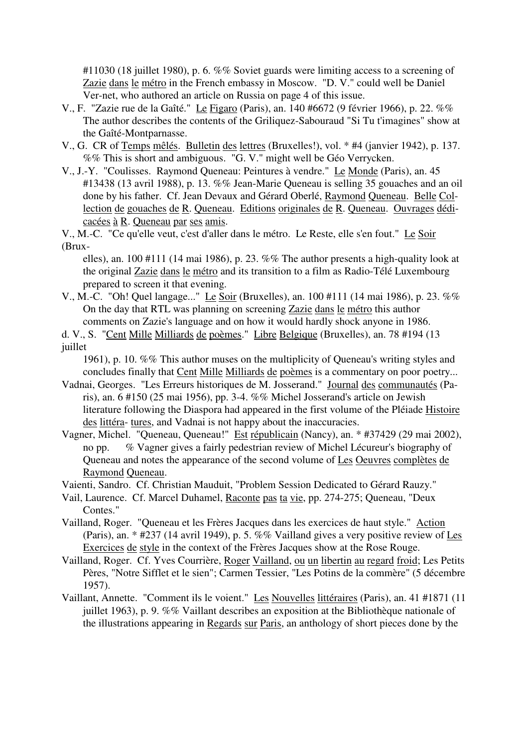#11030 (18 juillet 1980), p. 6. %% Soviet guards were limiting access to a screening of Zazie dans le métro in the French embassy in Moscow. "D. V." could well be Daniel Ver-net, who authored an article on Russia on page 4 of this issue.

V., F. "Zazie rue de la Gaîté." Le Figaro (Paris), an. 140 #6672 (9 février 1966), p. 22. %% The author describes the contents of the Griliquez-Sabouraud "Si Tu t'imagines" show at the Gaîté-Montparnasse.

V., G. CR of Temps mêlés. Bulletin des lettres (Bruxelles!), vol. * #4 (janvier 1942), p. 137. %% This is short and ambiguous. "G. V." might well be Géo Verrycken.

V., J.-Y. "Coulisses. Raymond Queneau: Peintures à vendre." Le Monde (Paris), an. 45 #13438 (13 avril 1988), p. 13. %% Jean-Marie Queneau is selling 35 gouaches and an oil done by his father. Cf. Jean Devaux and Gérard Oberlé, Raymond Queneau. Belle Collection de gouaches de R. Queneau. Editions originales de R. Queneau. Ouvrages dédicacées à R. Queneau par ses amis.

V., M.-C. "Ce qu'elle veut, c'est d'aller dans le métro. Le Reste, elle s'en fout." Le Soir (Bruxelles), an. 100 #111 (14 mai 1986), p. 23. %% The author presents a high-quality look at the original Zazie dans le métro and its transition to a film as Radio-Télé Luxembourg prepared to screen it that evening.

V., M.-C. "Oh! Quel langage..." Le Soir (Bruxelles), an. 100 #111 (14 mai 1986), p. 23. %% On the day that RTL was planning on screening Zazie dans le métro this author comments on Zazie's language and on how it would hardly shock anyone in 1986.

d. V., S. "Cent Mille Milliards de poèmes." Libre Belgique (Bruxelles), an. 78 #194 (13 juillet 1961), p. 10. %% This author muses on the multiplicity of Queneau's writing styles and concludes finally that Cent Mille Milliards de poèmes is a commentary on poor poetry...

Vadnai, Georges. "Les Erreurs historiques de M. Josserand." Journal des communautés (Paris), an. 6 #150 (25 mai 1956), pp. 3-4. %% Michel Josserand's article on Jewish literature following the Diaspora had appeared in the first volume of the Pléiade Histoire des littéra- tures, and Vadnai is not happy about the inaccuracies.

Vagner, Michel. "Queneau, Queneau!" Est républicain (Nancy), an. * #37429 (29 mai 2002), no pp. % Vagner gives a fairly pedestrian review of Michel Lécureur's biography of Queneau and notes the appearance of the second volume of Les Oeuvres complètes de Raymond Queneau.

Vaienti, Sandro. Cf. Christian Mauduit, "Problem Session Dedicated to Gérard Rauzy."

Vail, Laurence. Cf. Marcel Duhamel, Raconte pas ta vie, pp. 274-275; Queneau, "Deux Contes."

Vailland, Roger. "Queneau et les Frères Jacques dans les exercices de haut style." Action (Paris), an. * #237 (14 avril 1949), p. 5. %% Vailland gives a very positive review of Les Exercices de style in the context of the Frères Jacques show at the Rose Rouge.

Vailland, Roger. Cf. Yves Courrière, Roger Vailland, ou un libertin au regard froid; Les Petits Pères, "Notre Sifflet et le sien"; Carmen Tessier, "Les Potins de la commère" (5 décembre 1957).

Vaillant, Annette. "Comment ils le voient." Les Nouvelles littéraires (Paris), an. 41 #1871 (11 juillet 1963), p. 9. %% Vaillant describes an exposition at the Bibliothèque nationale of the illustrations appearing in Regards sur Paris, an anthology of short pieces done by the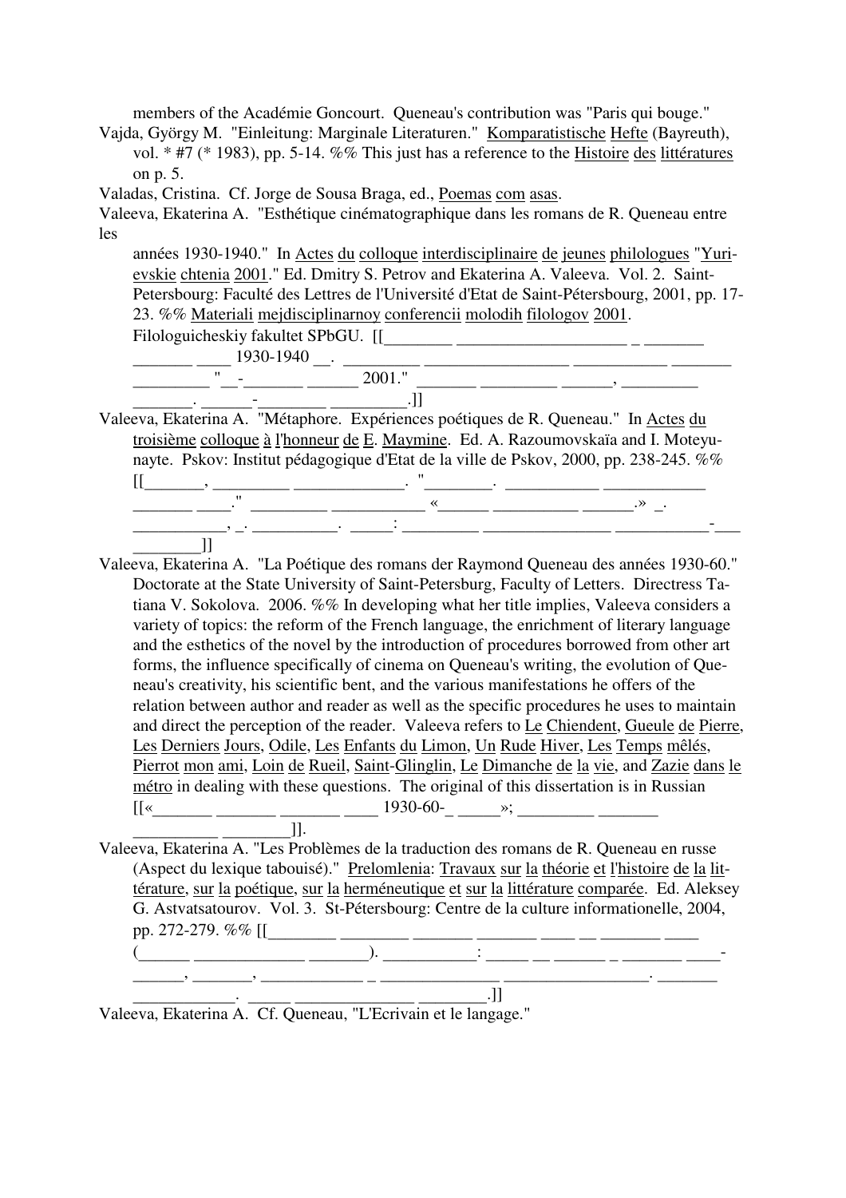members of the Académie Goncourt. Queneau's contribution was "Paris qui bouge."

Vajda, György M. "Einleitung: Marginale Literaturen." Komparatistische Hefte (Bayreuth), vol. * #7 (* 1983), pp. 5-14. %% This just has a reference to the Histoire des littératures on p. 5.

Valadas, Cristina. Cf. Jorge de Sousa Braga, ed., Poemas com asas.

Valeeva, Ekaterina A. "Esthétique cinématographique dans les romans de R. Queneau entre les années 1930-1940." In Actes du colloque interdisciplinaire de jeunes philologues "Yuri-evskie chtenia 2001." Ed. Dmitry S. Petrov and Ekaterina A. Valeeva. Vol. 2. Saint-Petersbourg: Faculté des Lettres de l'Université d'Etat de Saint-Pétersbourg, 2001, pp. 17-23. %% Materiali mejdisciplinarnoy conferencii molodih filologov 2001. Filologuicheskiy fakultet SPbGU. [[________ ____________________ _ _______ _______ ____ 1930-1940 __. _________ _________________ ___________ _______ _________ "__-_______ ______ 2001." _______ _________ ______, _________ _______. ______-________ _________.]]

Valeeva, Ekaterina A. "Métaphore. Expériences poétiques de R. Queneau." In Actes du troisième colloque à l'honneur de E. Maymine. Ed. A. Razoumovskaïa and I. Moteyu-nayte. Pskov: Institut pédagogique d'Etat de la ville de Pskov, 2000, pp. 238-245. %% [[_______, _________ _____________. "________. ___________ ____________ _______ ____." _________ ___________ «______ __________ ______.» _. ___________, _. __________. _____: _________ _______________ ___________-___ ________]]

Valeeva, Ekaterina A. "La Poétique des romans der Raymond Queneau des années 1930-60." Doctorate at the State University of Saint-Petersburg, Faculty of Letters. Directress Tatiana V. Sokolova. 2006. %% In developing what her title implies, Valeeva considers a variety of topics: the reform of the French language, the enrichment of literary language and the esthetics of the novel by the introduction of procedures borrowed from other art forms, the influence specifically of cinema on Queneau's writing, the evolution of Queneau's creativity, his scientific bent, and the various manifestations he offers of the relation between author and reader as well as the specific procedures he uses to maintain and direct the perception of the reader. Valeeva refers to Le Chiendent, Gueule de Pierre, Les Derniers Jours, Odile, Les Enfants du Limon, Un Rude Hiver, Les Temps mêlés, Pierrot mon ami, Loin de Rueil, Saint-Glinglin, Le Dimanche de la vie, and Zazie dans le métro in dealing with these questions. The original of this dissertation is in Russian [[«_______ _______ _______ ____ 1930-60-_ _____»; _________ _______ __________ ________]].

Valeeva, Ekaterina A. "Les Problèmes de la traduction des romans de R. Queneau en russe (Aspect du lexique tabouisé)." Prelomlenia: Travaux sur la théorie et l'histoire de la littérature, sur la poétique, sur la herméneutique et sur la littérature comparée. Ed. Aleksey G. Astvatsatourov. Vol. 3. St-Pétersbourg: Centre de la culture informationelle, 2004, pp. 272-279. %% [[________ ________ _______ _______ ____ __ _______ ____ (______ _____________ _______). ___________: _____ __ ______ _ _______ ____-______, _______, ____________ _ ______________ _________________. _______ ____________. _____ ______________ ________.]]

Valeeva, Ekaterina A. Cf. Queneau, "L'Ecrivain et le langage."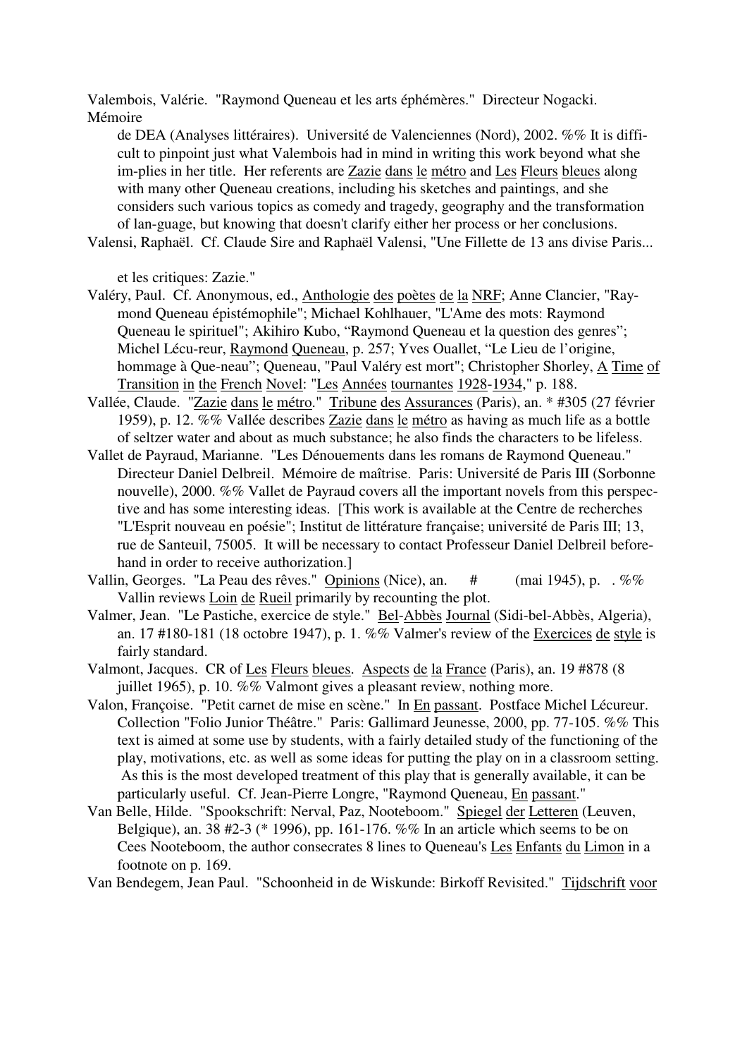Valembois, Valérie. "Raymond Queneau et les arts éphémères." Directeur Nogacki. Mémoire de DEA (Analyses littéraires). Université de Valenciennes (Nord), 2002. %% It is difficult to pinpoint just what Valembois had in mind in writing this work beyond what she im-plies in her title. Her referents are Zazie dans le métro and Les Fleurs bleues along with many other Queneau creations, including his sketches and paintings, and she considers such various topics as comedy and tragedy, geography and the transformation of lan-guage, but knowing that doesn't clarify either her process or her conclusions.

Valensi, Raphaël. Cf. Claude Sire and Raphaël Valensi, "Une Fillette de 13 ans divise Paris... et les critiques: Zazie."

Valéry, Paul. Cf. Anonymous, ed., Anthologie des poètes de la NRF; Anne Clancier, "Raymond Queneau épistémophile"; Michael Kohlhauer, "L'Ame des mots: Raymond Queneau le spirituel"; Akihiro Kubo, "Raymond Queneau et la question des genres"; Michel Lécu-reur, Raymond Queneau, p. 257; Yves Ouallet, "Le Lieu de l'origine, hommage à Que-neau"; Queneau, "Paul Valéry est mort"; Christopher Shorley, A Time of Transition in the French Novel: "Les Années tournantes 1928-1934," p. 188.

Vallée, Claude. "Zazie dans le métro." Tribune des Assurances (Paris), an. * #305 (27 février 1959), p. 12. %% Vallée describes Zazie dans le métro as having as much life as a bottle of seltzer water and about as much substance; he also finds the characters to be lifeless.

Vallet de Payraud, Marianne. "Les Dénouements dans les romans de Raymond Queneau." Directeur Daniel Delbreil. Mémoire de maîtrise. Paris: Université de Paris III (Sorbonne nouvelle), 2000. %% Vallet de Payraud covers all the important novels from this perspective and has some interesting ideas. [This work is available at the Centre de recherches "L'Esprit nouveau en poésie"; Institut de littérature française; université de Paris III; 13, rue de Santeuil, 75005. It will be necessary to contact Professeur Daniel Delbreil beforehand in order to receive authorization.]

Vallin, Georges. "La Peau des rêves." Opinions (Nice), an. # (mai 1945), p. . %% Vallin reviews Loin de Rueil primarily by recounting the plot.

Valmer, Jean. "Le Pastiche, exercice de style." Bel-Abbès Journal (Sidi-bel-Abbès, Algeria), an. 17 #180-181 (18 octobre 1947), p. 1. %% Valmer's review of the Exercices de style is fairly standard.

Valmont, Jacques. CR of Les Fleurs bleues. Aspects de la France (Paris), an. 19 #878 (8 juillet 1965), p. 10. %% Valmont gives a pleasant review, nothing more.

Valon, Françoise. "Petit carnet de mise en scène." In En passant. Postface Michel Lécureur. Collection "Folio Junior Théâtre." Paris: Gallimard Jeunesse, 2000, pp. 77-105. %% This text is aimed at some use by students, with a fairly detailed study of the functioning of the play, motivations, etc. as well as some ideas for putting the play on in a classroom setting. As this is the most developed treatment of this play that is generally available, it can be particularly useful. Cf. Jean-Pierre Longre, "Raymond Queneau, En passant."

Van Belle, Hilde. "Spookschrift: Nerval, Paz, Nooteboom." Spiegel der Letteren (Leuven, Belgique), an. 38 #2-3 (* 1996), pp. 161-176. %% In an article which seems to be on Cees Nooteboom, the author consecrates 8 lines to Queneau's Les Enfants du Limon in a footnote on p. 169.

Van Bendegem, Jean Paul. "Schoonheid in de Wiskunde: Birkoff Revisited." Tijdschrift voor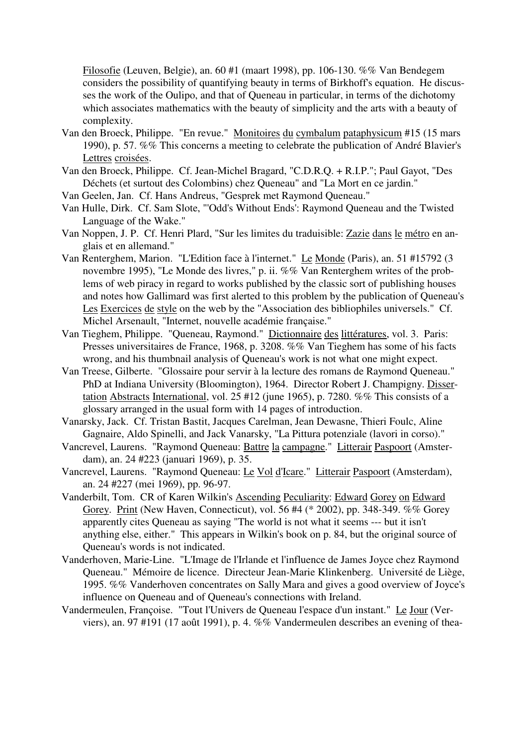Filosofie (Leuven, Belgie), an. 60 #1 (maart 1998), pp. 106-130. %% Van Bendegem considers the possibility of quantifying beauty in terms of Birkhoff's equation. He discusses the work of the Oulipo, and that of Queneau in particular, in terms of the dichotomy which associates mathematics with the beauty of simplicity and the arts with a beauty of complexity.

Van den Broeck, Philippe. "En revue." Monitoires du cymbalum pataphysicum #15 (15 mars 1990), p. 57. %% This concerns a meeting to celebrate the publication of André Blavier's Lettres croisées.

Van den Broeck, Philippe. Cf. Jean-Michel Bragard, "C.D.R.Q. + R.I.P."; Paul Gayot, "Des Déchets (et surtout des Colombins) chez Queneau" and "La Mort en ce jardin."

Van Geelen, Jan. Cf. Hans Andreus, "Gesprek met Raymond Queneau."

Van Hulle, Dirk. Cf. Sam Slote, "'Odd's Without Ends': Raymond Queneau and the Twisted Language of the Wake."

Van Noppen, J. P. Cf. Henri Plard, "Sur les limites du traduisible: Zazie dans le métro en anglais et en allemand."

Van Renterghem, Marion. "L'Edition face à l'internet." Le Monde (Paris), an. 51 #15792 (3 novembre 1995), "Le Monde des livres," p. ii. %% Van Renterghem writes of the problems of web piracy in regard to works published by the classic sort of publishing houses and notes how Gallimard was first alerted to this problem by the publication of Queneau's Les Exercices de style on the web by the "Association des bibliophiles universels." Cf. Michel Arsenault, "Internet, nouvelle académie française."

Van Tieghem, Philippe. "Queneau, Raymond." Dictionnaire des littératures, vol. 3. Paris: Presses universitaires de France, 1968, p. 3208. %% Van Tieghem has some of his facts wrong, and his thumbnail analysis of Queneau's work is not what one might expect.

Van Treese, Gilberte. "Glossaire pour servir à la lecture des romans de Raymond Queneau." PhD at Indiana University (Bloomington), 1964. Director Robert J. Champigny. Dissertation Abstracts International, vol. 25 #12 (june 1965), p. 7280. %% This consists of a glossary arranged in the usual form with 14 pages of introduction.

Vanarsky, Jack. Cf. Tristan Bastit, Jacques Carelman, Jean Dewasne, Thieri Foulc, Aline Gagnaire, Aldo Spinelli, and Jack Vanarsky, "La Pittura potenziale (lavori in corso)."

Vancrevel, Laurens. "Raymond Queneau: Battre la campagne." Litterair Paspoort (Amsterdam), an. 24 #223 (januari 1969), p. 35.

Vancrevel, Laurens. "Raymond Queneau: Le Vol d'Icare." Litterair Paspoort (Amsterdam), an. 24 #227 (mei 1969), pp. 96-97.

Vanderbilt, Tom. CR of Karen Wilkin's Ascending Peculiarity: Edward Gorey on Edward Gorey. Print (New Haven, Connecticut), vol. 56 #4 (* 2002), pp. 348-349. %% Gorey apparently cites Queneau as saying "The world is not what it seems --- but it isn't anything else, either." This appears in Wilkin's book on p. 84, but the original source of Queneau's words is not indicated.

Vanderhoven, Marie-Line. "L'Image de l'Irlande et l'influence de James Joyce chez Raymond Queneau." Mémoire de licence. Directeur Jean-Marie Klinkenberg. Université de Liège, 1995. %% Vanderhoven concentrates on Sally Mara and gives a good overview of Joyce's influence on Queneau and of Queneau's connections with Ireland.

Vandermeulen, Françoise. "Tout l'Univers de Queneau l'espace d'un instant." Le Jour (Verviers), an. 97 #191 (17 août 1991), p. 4. %% Vandermeulen describes an evening of thea-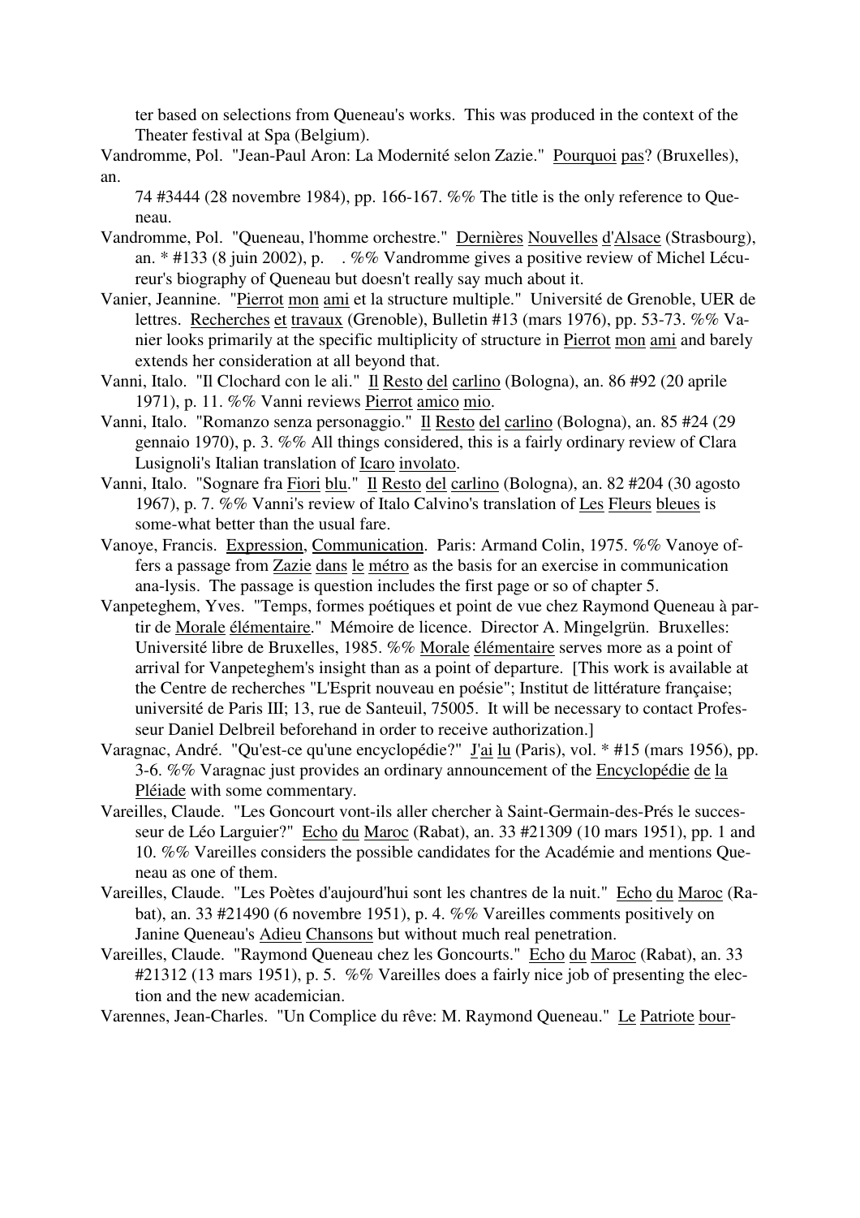ter based on selections from Queneau's works. This was produced in the context of the Theater festival at Spa (Belgium).

Vandromme, Pol. "Jean-Paul Aron: La Modernité selon Zazie." Pourquoi pas? (Bruxelles), an.

74 #3444 (28 novembre 1984), pp. 166-167. %% The title is the only reference to Queneau.

Vandromme, Pol. "Queneau, l'homme orchestre." Dernières Nouvelles d'Alsace (Strasbourg), an. * #133 (8 juin 2002), p. . %% Vandromme gives a positive review of Michel Lécureur's biography of Queneau but doesn't really say much about it.

Vanier, Jeannine. "Pierrot mon ami et la structure multiple." Université de Grenoble, UER de lettres. Recherches et travaux (Grenoble), Bulletin #13 (mars 1976), pp. 53-73. %% Vanier looks primarily at the specific multiplicity of structure in Pierrot mon ami and barely extends her consideration at all beyond that.

Vanni, Italo. "Il Clochard con le ali." Il Resto del carlino (Bologna), an. 86 #92 (20 aprile 1971), p. 11. %% Vanni reviews Pierrot amico mio.

Vanni, Italo. "Romanzo senza personaggio." Il Resto del carlino (Bologna), an. 85 #24 (29 gennaio 1970), p. 3. %% All things considered, this is a fairly ordinary review of Clara Lusignoli's Italian translation of Icaro involato.

Vanni, Italo. "Sognare fra Fiori blu." Il Resto del carlino (Bologna), an. 82 #204 (30 agosto 1967), p. 7. %% Vanni's review of Italo Calvino's translation of Les Fleurs bleues is some-what better than the usual fare.

Vanoye, Francis. Expression, Communication. Paris: Armand Colin, 1975. %% Vanoye offers a passage from Zazie dans le métro as the basis for an exercise in communication ana-lysis. The passage is question includes the first page or so of chapter 5.

Vanpeteghem, Yves. "Temps, formes poétiques et point de vue chez Raymond Queneau à partir de Morale élémentaire." Mémoire de licence. Director A. Mingelgrün. Bruxelles: Université libre de Bruxelles, 1985. %% Morale élémentaire serves more as a point of arrival for Vanpeteghem's insight than as a point of departure. [This work is available at the Centre de recherches "L'Esprit nouveau en poésie"; Institut de littérature française; université de Paris III; 13, rue de Santeuil, 75005. It will be necessary to contact Professeur Daniel Delbreil beforehand in order to receive authorization.]

Varagnac, André. "Qu'est-ce qu'une encyclopédie?" J'ai lu (Paris), vol. * #15 (mars 1956), pp. 3-6. %% Varagnac just provides an ordinary announcement of the Encyclopédie de la Pléiade with some commentary.

Vareilles, Claude. "Les Goncourt vont-ils aller chercher à Saint-Germain-des-Prés le successeur de Léo Larguier?" Echo du Maroc (Rabat), an. 33 #21309 (10 mars 1951), pp. 1 and 10. %% Vareilles considers the possible candidates for the Académie and mentions Queneau as one of them.

Vareilles, Claude. "Les Poètes d'aujourd'hui sont les chantres de la nuit." Echo du Maroc (Rabat), an. 33 #21490 (6 novembre 1951), p. 4. %% Vareilles comments positively on Janine Queneau's Adieu Chansons but without much real penetration.

Vareilles, Claude. "Raymond Queneau chez les Goncourts." Echo du Maroc (Rabat), an. 33 #21312 (13 mars 1951), p. 5. %% Vareilles does a fairly nice job of presenting the election and the new academician.

Varennes, Jean-Charles. "Un Complice du rêve: M. Raymond Queneau." Le Patriote bour-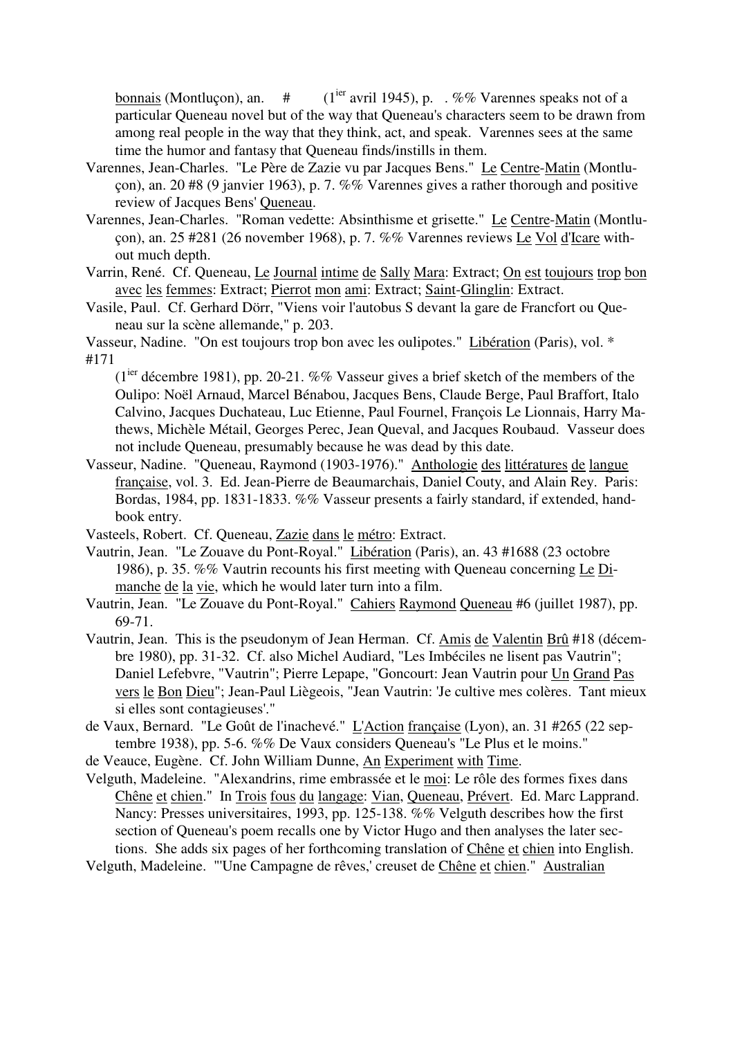bonnais (Montluçon), an.    #        (1ier avril 1945), p.   . %% Varennes speaks not of a particular Queneau novel but of the way that Queneau's characters seem to be drawn from among real people in the way that they think, act, and speak. Varennes sees at the same time the humor and fantasy that Queneau finds/instills in them.

Varennes, Jean-Charles. "Le Père de Zazie vu par Jacques Bens." Le Centre-Matin (Montluçon), an. 20 #8 (9 janvier 1963), p. 7. %% Varennes gives a rather thorough and positive review of Jacques Bens' Queneau.

Varennes, Jean-Charles. "Roman vedette: Absinthisme et grisette." Le Centre-Matin (Montluçon), an. 25 #281 (26 november 1968), p. 7. %% Varennes reviews Le Vol d'Icare without much depth.

Varrin, René. Cf. Queneau, Le Journal intime de Sally Mara: Extract; On est toujours trop bon avec les femmes: Extract; Pierrot mon ami: Extract; Saint-Glinglin: Extract.

Vasile, Paul. Cf. Gerhard Dörr, "Viens voir l'autobus S devant la gare de Francfort ou Queneau sur la scène allemande," p. 203.

Vasseur, Nadine. "On est toujours trop bon avec les oulipotes." Libération (Paris), vol. * #171 (1ier décembre 1981), pp. 20-21. %% Vasseur gives a brief sketch of the members of the Oulipo: Noël Arnaud, Marcel Bénabou, Jacques Bens, Claude Berge, Paul Braffort, Italo Calvino, Jacques Duchateau, Luc Etienne, Paul Fournel, François Le Lionnais, Harry Mathews, Michèle Métail, Georges Perec, Jean Queval, and Jacques Roubaud. Vasseur does not include Queneau, presumably because he was dead by this date.

Vasseur, Nadine. "Queneau, Raymond (1903-1976)." Anthologie des littératures de langue française, vol. 3. Ed. Jean-Pierre de Beaumarchais, Daniel Couty, and Alain Rey. Paris: Bordas, 1984, pp. 1831-1833. %% Vasseur presents a fairly standard, if extended, handbook entry.

Vasteels, Robert. Cf. Queneau, Zazie dans le métro: Extract.

Vautrin, Jean. "Le Zouave du Pont-Royal." Libération (Paris), an. 43 #1688 (23 octobre 1986), p. 35. %% Vautrin recounts his first meeting with Queneau concerning Le Dimanche de la vie, which he would later turn into a film.

Vautrin, Jean. "Le Zouave du Pont-Royal." Cahiers Raymond Queneau #6 (juillet 1987), pp. 69-71.

Vautrin, Jean. This is the pseudonym of Jean Herman. Cf. Amis de Valentin Brû #18 (décembre 1980), pp. 31-32. Cf. also Michel Audiard, "Les Imbéciles ne lisent pas Vautrin"; Daniel Lefebvre, "Vautrin"; Pierre Lepape, "Goncourt: Jean Vautrin pour Un Grand Pas vers le Bon Dieu"; Jean-Paul Lièogeois, "Jean Vautrin: 'Je cultive mes colères. Tant mieux si elles sont contagieuses'."

de Vaux, Bernard. "Le Goût de l'inachevé." L'Action française (Lyon), an. 31 #265 (22 septembre 1938), pp. 5-6. %% De Vaux considers Queneau's "Le Plus et le moins."

de Veauce, Eugène. Cf. John William Dunne, An Experiment with Time.

Velguth, Madeleine. "Alexandrins, rime embrassée et le moi: Le rôle des formes fixes dans Chêne et chien." In Trois fous du langage: Vian, Queneau, Prévert. Ed. Marc Lapprand. Nancy: Presses universitaires, 1993, pp. 125-138. %% Velguth describes how the first section of Queneau's poem recalls one by Victor Hugo and then analyses the later sections. She adds six pages of her forthcoming translation of Chêne et chien into English.

Velguth, Madeleine. "'Une Campagne de rêves,' creuset de Chêne et chien." Australian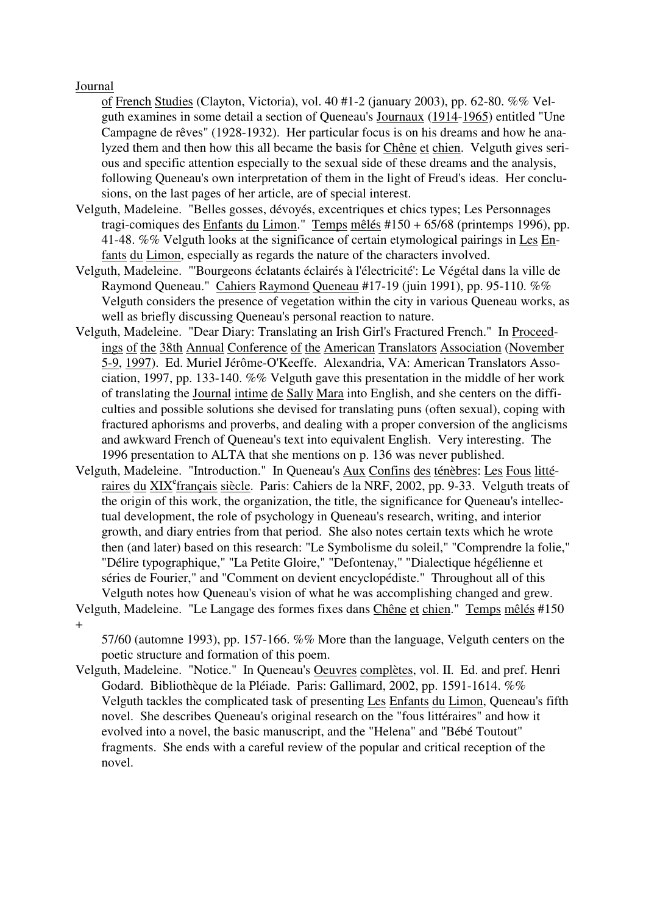Journal of French Studies (Clayton, Victoria), vol. 40 #1-2 (january 2003), pp. 62-80. %% Velguth examines in some detail a section of Queneau's Journaux (1914-1965) entitled "Une Campagne de rêves" (1928-1932). Her particular focus is on his dreams and how he analyzed them and then how this all became the basis for Chêne et chien. Velguth gives serious and specific attention especially to the sexual side of these dreams and the analysis, following Queneau's own interpretation of them in the light of Freud's ideas. Her conclusions, on the last pages of her article, are of special interest.

Velguth, Madeleine. "Belles gosses, dévoyés, excentriques et chics types; Les Personnages tragi-comiques des Enfants du Limon." Temps mêlés #150 + 65/68 (printemps 1996), pp. 41-48. %% Velguth looks at the significance of certain etymological pairings in Les Enfants du Limon, especially as regards the nature of the characters involved.

Velguth, Madeleine. "'Bourgeons éclatants éclairés à l'électricité': Le Végétal dans la ville de Raymond Queneau." Cahiers Raymond Queneau #17-19 (juin 1991), pp. 95-110. %% Velguth considers the presence of vegetation within the city in various Queneau works, as well as briefly discussing Queneau's personal reaction to nature.

Velguth, Madeleine. "Dear Diary: Translating an Irish Girl's Fractured French." In Proceedings of the 38th Annual Conference of the American Translators Association (November 5-9, 1997). Ed. Muriel Jérôme-O'Keeffe. Alexandria, VA: American Translators Association, 1997, pp. 133-140. %% Velguth gave this presentation in the middle of her work of translating the Journal intime de Sally Mara into English, and she centers on the difficulties and possible solutions she devised for translating puns (often sexual), coping with fractured aphorisms and proverbs, and dealing with a proper conversion of the anglicisms and awkward French of Queneau's text into equivalent English. Very interesting. The 1996 presentation to ALTA that she mentions on p. 136 was never published.

Velguth, Madeleine. "Introduction." In Queneau's Aux Confins des ténèbres: Les Fous littéraires du XIXe français siècle. Paris: Cahiers de la NRF, 2002, pp. 9-33. Velguth treats of the origin of this work, the organization, the title, the significance for Queneau's intellectual development, the role of psychology in Queneau's research, writing, and interior growth, and diary entries from that period. She also notes certain texts which he wrote then (and later) based on this research: "Le Symbolisme du soleil," "Comprendre la folie," "Délire typographique," "La Petite Gloire," "Defontenay," "Dialectique hégélienne et séries de Fourier," and "Comment on devient encyclopédiste." Throughout all of this Velguth notes how Queneau's vision of what he was accomplishing changed and grew.

Velguth, Madeleine. "Le Langage des formes fixes dans Chêne et chien." Temps mêlés #150 + 57/60 (automne 1993), pp. 157-166. %% More than the language, Velguth centers on the poetic structure and formation of this poem.

Velguth, Madeleine. "Notice." In Queneau's Oeuvres complètes, vol. II. Ed. and pref. Henri Godard. Bibliothèque de la Pléiade. Paris: Gallimard, 2002, pp. 1591-1614. %% Velguth tackles the complicated task of presenting Les Enfants du Limon, Queneau's fifth novel. She describes Queneau's original research on the "fous littéraires" and how it evolved into a novel, the basic manuscript, and the "Helena" and "Bébé Toutout" fragments. She ends with a careful review of the popular and critical reception of the novel.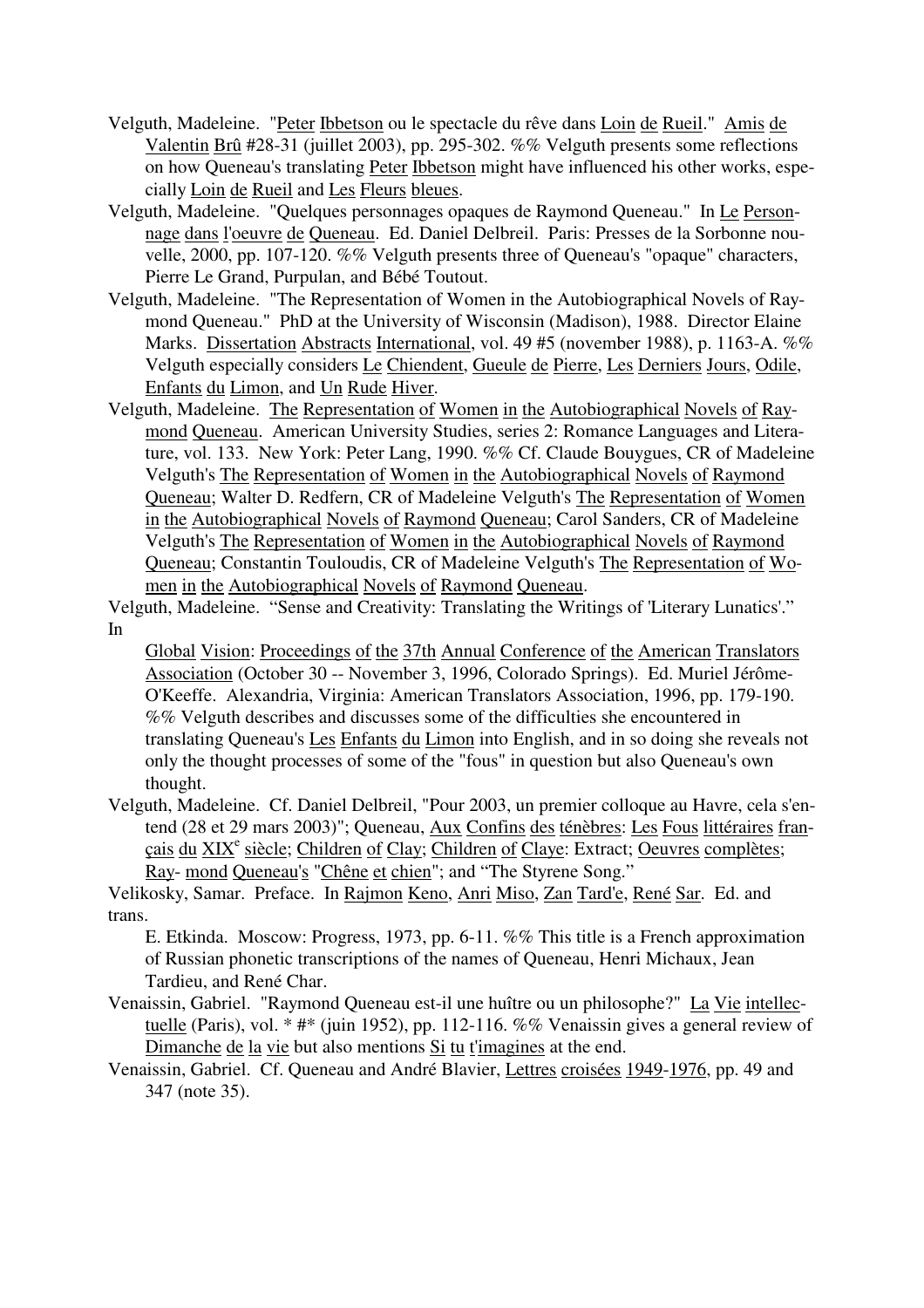Velguth, Madeleine. "Peter Ibbetson ou le spectacle du rêve dans Loin de Rueil." Amis de Valentin Brû #28-31 (juillet 2003), pp. 295-302. %% Velguth presents some reflections on how Queneau's translating Peter Ibbetson might have influenced his other works, especially Loin de Rueil and Les Fleurs bleues.

Velguth, Madeleine. "Quelques personnages opaques de Raymond Queneau." In Le Personnage dans l'oeuvre de Queneau. Ed. Daniel Delbreil. Paris: Presses de la Sorbonne nouvelle, 2000, pp. 107-120. %% Velguth presents three of Queneau's "opaque" characters, Pierre Le Grand, Purpulan, and Bébé Toutout.

Velguth, Madeleine. "The Representation of Women in the Autobiographical Novels of Raymond Queneau." PhD at the University of Wisconsin (Madison), 1988. Director Elaine Marks. Dissertation Abstracts International, vol. 49 #5 (november 1988), p. 1163-A. %% Velguth especially considers Le Chiendent, Gueule de Pierre, Les Derniers Jours, Odile, Enfants du Limon, and Un Rude Hiver.

Velguth, Madeleine. The Representation of Women in the Autobiographical Novels of Raymond Queneau. American University Studies, series 2: Romance Languages and Literature, vol. 133. New York: Peter Lang, 1990. %% Cf. Claude Bouygues, CR of Madeleine Velguth's The Representation of Women in the Autobiographical Novels of Raymond Queneau; Walter D. Redfern, CR of Madeleine Velguth's The Representation of Women in the Autobiographical Novels of Raymond Queneau; Carol Sanders, CR of Madeleine Velguth's The Representation of Women in the Autobiographical Novels of Raymond Queneau; Constantin Touloudis, CR of Madeleine Velguth's The Representation of Women in the Autobiographical Novels of Raymond Queneau.

Velguth, Madeleine. "Sense and Creativity: Translating the Writings of 'Literary Lunatics'." In Global Vision: Proceedings of the 37th Annual Conference of the American Translators Association (October 30 -- November 3, 1996, Colorado Springs). Ed. Muriel Jérôme-O'Keeffe. Alexandria, Virginia: American Translators Association, 1996, pp. 179-190. %% Velguth describes and discusses some of the difficulties she encountered in translating Queneau's Les Enfants du Limon into English, and in so doing she reveals not only the thought processes of some of the "fous" in question but also Queneau's own thought.

Velguth, Madeleine. Cf. Daniel Delbreil, "Pour 2003, un premier colloque au Havre, cela s'entend (28 et 29 mars 2003)"; Queneau, Aux Confins des ténèbres: Les Fous littéraires français du XIX[e] siècle; Children of Clay; Children of Claye: Extract; Oeuvres complètes; Raymond Queneau's "Chêne et chien"; and "The Styrene Song."

Velikosky, Samar. Preface. In Rajmon Keno, Anri Miso, Zan Tard'e, René Sar. Ed. and trans. E. Etkinda. Moscow: Progress, 1973, pp. 6-11. %% This title is a French approximation of Russian phonetic transcriptions of the names of Queneau, Henri Michaux, Jean Tardieu, and René Char.

Venaissin, Gabriel. "Raymond Queneau est-il une huître ou un philosophe?" La Vie intellectuelle (Paris), vol. * #* (juin 1952), pp. 112-116. %% Venaissin gives a general review of Dimanche de la vie but also mentions Si tu t'imagines at the end.

Venaissin, Gabriel. Cf. Queneau and André Blavier, Lettres croisées 1949-1976, pp. 49 and 347 (note 35).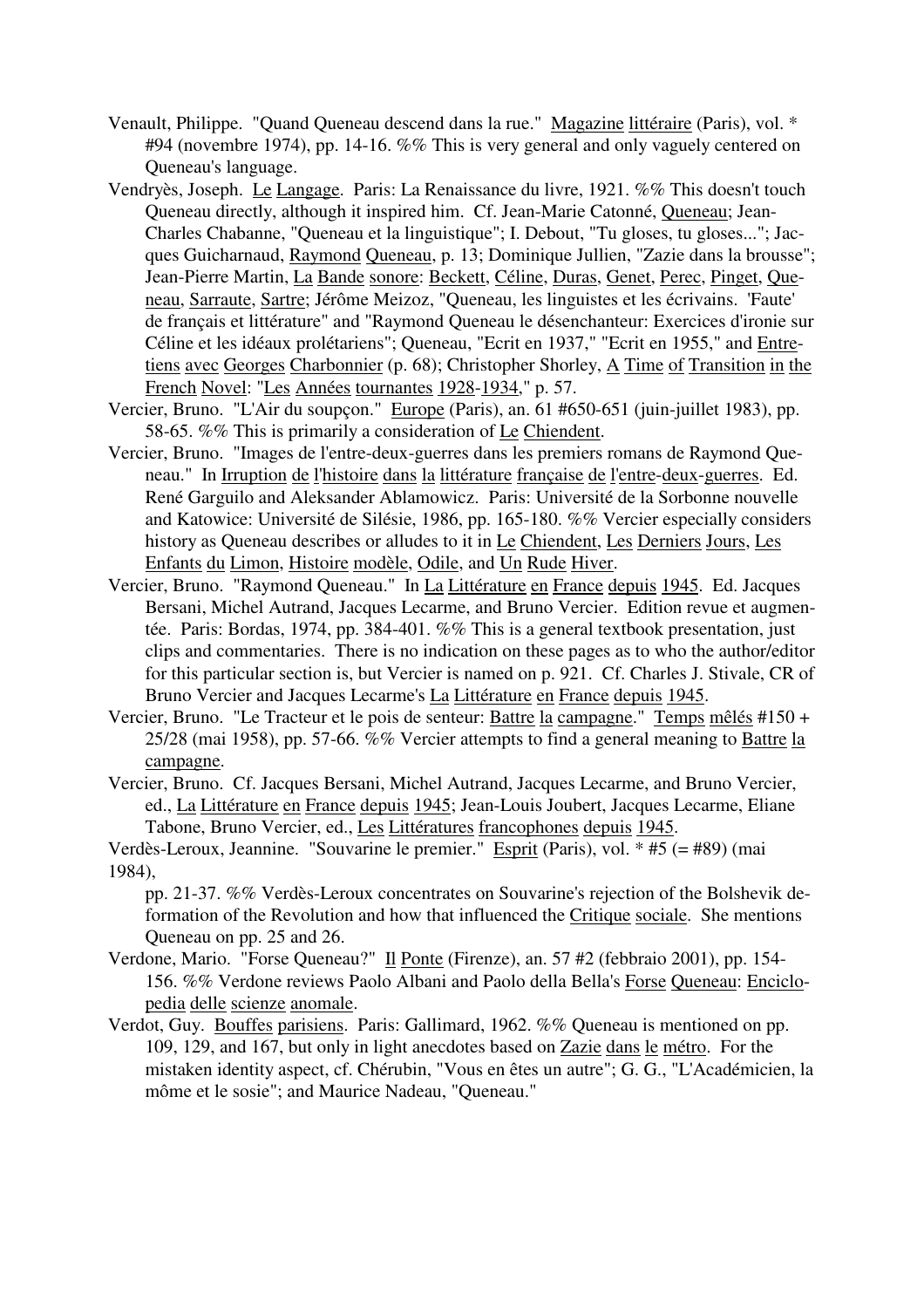Venault, Philippe. "Quand Queneau descend dans la rue." Magazine littéraire (Paris), vol. * #94 (novembre 1974), pp. 14-16. %% This is very general and only vaguely centered on Queneau's language.

Vendryès, Joseph. Le Langage. Paris: La Renaissance du livre, 1921. %% This doesn't touch Queneau directly, although it inspired him. Cf. Jean-Marie Catonné, Queneau; Jean-Charles Chabanne, "Queneau et la linguistique"; I. Debout, "Tu gloses, tu gloses..."; Jacques Guicharnaud, Raymond Queneau, p. 13; Dominique Jullien, "Zazie dans la brousse"; Jean-Pierre Martin, La Bande sonore: Beckett, Céline, Duras, Genet, Perec, Pinget, Queneau, Sarraute, Sartre; Jérôme Meizoz, "Queneau, les linguistes et les écrivains. 'Faute' de français et littérature" and "Raymond Queneau le désenchanteur: Exercices d'ironie sur Céline et les idéaux prolétariens"; Queneau, "Ecrit en 1937," "Ecrit en 1955," and Entretiens avec Georges Charbonnier (p. 68); Christopher Shorley, A Time of Transition in the French Novel: "Les Années tournantes 1928-1934," p. 57.

Vercier, Bruno. "L'Air du soupçon." Europe (Paris), an. 61 #650-651 (juin-juillet 1983), pp. 58-65. %% This is primarily a consideration of Le Chiendent.

Vercier, Bruno. "Images de l'entre-deux-guerres dans les premiers romans de Raymond Queneau." In Irruption de l'histoire dans la littérature française de l'entre-deux-guerres. Ed. René Garguilo and Aleksander Ablamowicz. Paris: Université de la Sorbonne nouvelle and Katowice: Université de Silésie, 1986, pp. 165-180. %% Vercier especially considers history as Queneau describes or alludes to it in Le Chiendent, Les Derniers Jours, Les Enfants du Limon, Histoire modèle, Odile, and Un Rude Hiver.

Vercier, Bruno. "Raymond Queneau." In La Littérature en France depuis 1945. Ed. Jacques Bersani, Michel Autrand, Jacques Lecarme, and Bruno Vercier. Edition revue et augmentée. Paris: Bordas, 1974, pp. 384-401. %% This is a general textbook presentation, just clips and commentaries. There is no indication on these pages as to who the author/editor for this particular section is, but Vercier is named on p. 921. Cf. Charles J. Stivale, CR of Bruno Vercier and Jacques Lecarme's La Littérature en France depuis 1945.

Vercier, Bruno. "Le Tracteur et le pois de senteur: Battre la campagne." Temps mêlés #150 + 25/28 (mai 1958), pp. 57-66. %% Vercier attempts to find a general meaning to Battre la campagne.

Vercier, Bruno. Cf. Jacques Bersani, Michel Autrand, Jacques Lecarme, and Bruno Vercier, ed., La Littérature en France depuis 1945; Jean-Louis Joubert, Jacques Lecarme, Eliane Tabone, Bruno Vercier, ed., Les Littératures francophones depuis 1945.

Verdès-Leroux, Jeannine. "Souvarine le premier." Esprit (Paris), vol. * #5 (= #89) (mai 1984),
pp. 21-37. %% Verdès-Leroux concentrates on Souvarine's rejection of the Bolshevik deformation of the Revolution and how that influenced the Critique sociale. She mentions Queneau on pp. 25 and 26.

Verdone, Mario. "Forse Queneau?" Il Ponte (Firenze), an. 57 #2 (febbraio 2001), pp. 154-156. %% Verdone reviews Paolo Albani and Paolo della Bella's Forse Queneau: Enciclopedia delle scienze anomale.

Verdot, Guy. Bouffes parisiens. Paris: Gallimard, 1962. %% Queneau is mentioned on pp. 109, 129, and 167, but only in light anecdotes based on Zazie dans le métro. For the mistaken identity aspect, cf. Chérubin, "Vous en êtes un autre"; G. G., "L'Académicien, la môme et le sosie"; and Maurice Nadeau, "Queneau."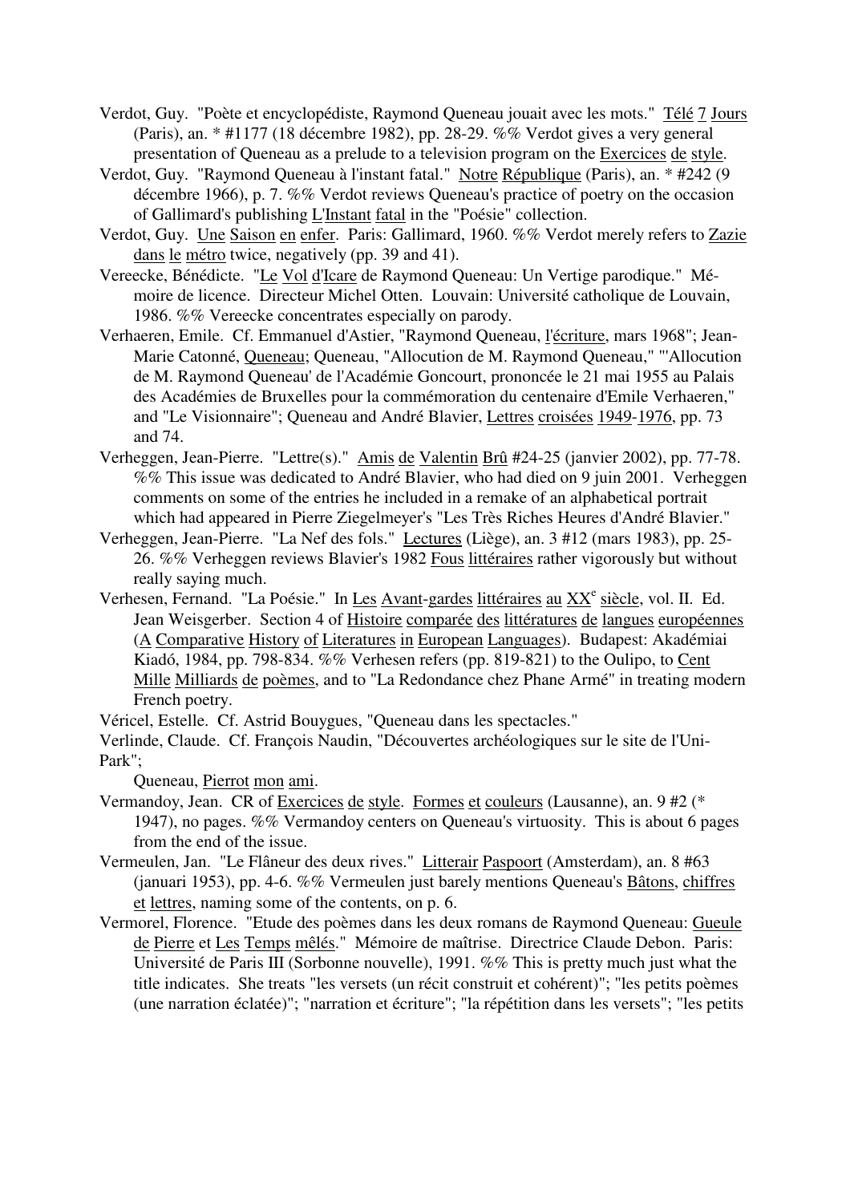Verdot, Guy. "Poète et encyclopédiste, Raymond Queneau jouait avec les mots." Télé 7 Jours (Paris), an. * #1177 (18 décembre 1982), pp. 28-29. %% Verdot gives a very general presentation of Queneau as a prelude to a television program on the Exercices de style.

Verdot, Guy. "Raymond Queneau à l'instant fatal." Notre République (Paris), an. * #242 (9 décembre 1966), p. 7. %% Verdot reviews Queneau's practice of poetry on the occasion of Gallimard's publishing L'Instant fatal in the "Poésie" collection.

Verdot, Guy. Une Saison en enfer. Paris: Gallimard, 1960. %% Verdot merely refers to Zazie dans le métro twice, negatively (pp. 39 and 41).

Vereecke, Bénédicte. "Le Vol d'Icare de Raymond Queneau: Un Vertige parodique." Mémoire de licence. Directeur Michel Otten. Louvain: Université catholique de Louvain, 1986. %% Vereecke concentrates especially on parody.

Verhaeren, Emile. Cf. Emmanuel d'Astier, "Raymond Queneau, l'écriture, mars 1968"; Jean-Marie Catonné, Queneau; Queneau, "Allocution de M. Raymond Queneau," "'Allocution de M. Raymond Queneau' de l'Académie Goncourt, prononcée le 21 mai 1955 au Palais des Académies de Bruxelles pour la commémoration du centenaire d'Emile Verhaeren," and "Le Visionnaire"; Queneau and André Blavier, Lettres croisées 1949-1976, pp. 73 and 74.

Verheggen, Jean-Pierre. "Lettre(s)." Amis de Valentin Brû #24-25 (janvier 2002), pp. 77-78. %% This issue was dedicated to André Blavier, who had died on 9 juin 2001. Verheggen comments on some of the entries he included in a remake of an alphabetical portrait which had appeared in Pierre Ziegelmeyer's "Les Très Riches Heures d'André Blavier."

Verheggen, Jean-Pierre. "La Nef des fols." Lectures (Liège), an. 3 #12 (mars 1983), pp. 25-26. %% Verheggen reviews Blavier's 1982 Fous littéraires rather vigorously but without really saying much.

Verhesen, Fernand. "La Poésie." In Les Avant-gardes littéraires au XX[e] siècle, vol. II. Ed. Jean Weisgerber. Section 4 of Histoire comparée des littératures de langues européennes (A Comparative History of Literatures in European Languages). Budapest: Akadémiai Kiadó, 1984, pp. 798-834. %% Verhesen refers (pp. 819-821) to the Oulipo, to Cent Mille Milliards de poèmes, and to "La Redondance chez Phane Armé" in treating modern French poetry.

Véricel, Estelle. Cf. Astrid Bouygues, "Queneau dans les spectacles."

Verlinde, Claude. Cf. François Naudin, "Découvertes archéologiques sur le site de l'Uni-Park";

Queneau, Pierrot mon ami.

Vermandoy, Jean. CR of Exercices de style. Formes et couleurs (Lausanne), an. 9 #2 (* 1947), no pages. %% Vermandoy centers on Queneau's virtuosity. This is about 6 pages from the end of the issue.

Vermeulen, Jan. "Le Flâneur des deux rives." Litterair Paspoort (Amsterdam), an. 8 #63 (januari 1953), pp. 4-6. %% Vermeulen just barely mentions Queneau's Bâtons, chiffres et lettres, naming some of the contents, on p. 6.

Vermorel, Florence. "Etude des poèmes dans les deux romans de Raymond Queneau: Gueule de Pierre et Les Temps mêlés." Mémoire de maîtrise. Directrice Claude Debon. Paris: Université de Paris III (Sorbonne nouvelle), 1991. %% This is pretty much just what the title indicates. She treats "les versets (un récit construit et cohérent)"; "les petits poèmes (une narration éclatée)"; "narration et écriture"; "la répétition dans les versets"; "les petits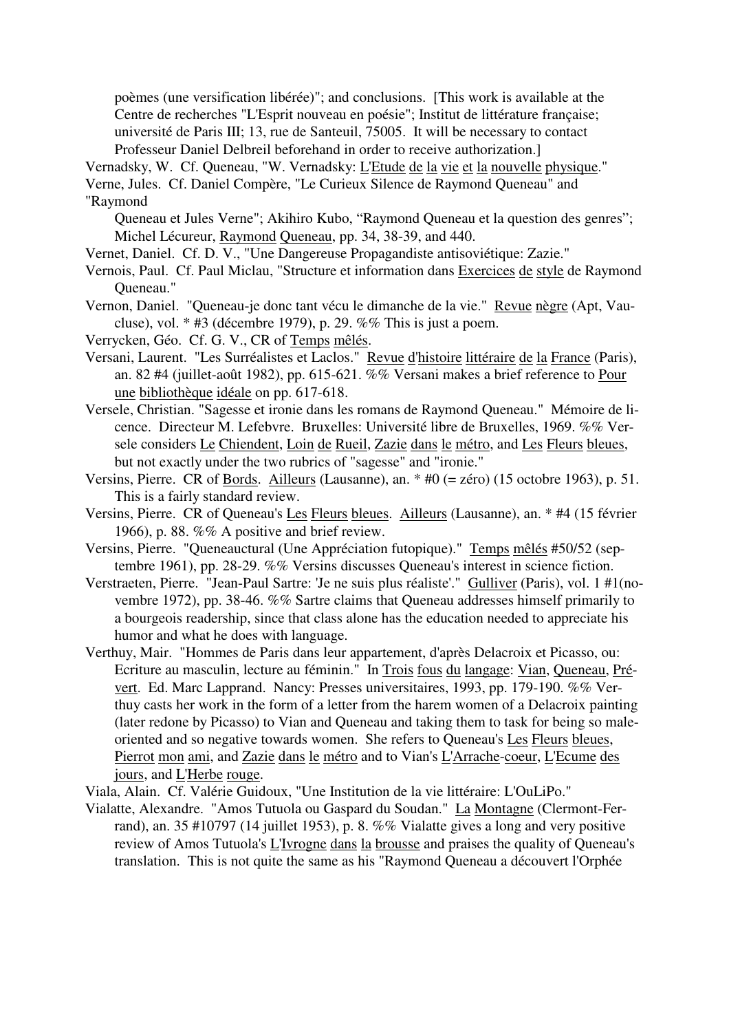poèmes (une versification libérée)"; and conclusions. [This work is available at the Centre de recherches "L'Esprit nouveau en poésie"; Institut de littérature française; université de Paris III; 13, rue de Santeuil, 75005. It will be necessary to contact Professeur Daniel Delbreil beforehand in order to receive authorization.]

Vernadsky, W. Cf. Queneau, "W. Vernadsky: L'Etude de la vie et la nouvelle physique."

Verne, Jules. Cf. Daniel Compère, "Le Curieux Silence de Raymond Queneau" and "Raymond Queneau et Jules Verne"; Akihiro Kubo, "Raymond Queneau et la question des genres"; Michel Lécureur, Raymond Queneau, pp. 34, 38-39, and 440.

Vernet, Daniel. Cf. D. V., "Une Dangereuse Propagandiste antisoviétique: Zazie."

Vernois, Paul. Cf. Paul Miclau, "Structure et information dans Exercices de style de Raymond Queneau."

Vernon, Daniel. "Queneau-je donc tant vécu le dimanche de la vie." Revue nègre (Apt, Vaucluse), vol. * #3 (décembre 1979), p. 29. %% This is just a poem.

Verrycken, Géo. Cf. G. V., CR of Temps mêlés.

Versani, Laurent. "Les Surréalistes et Laclos." Revue d'histoire littéraire de la France (Paris), an. 82 #4 (juillet-août 1982), pp. 615-621. %% Versani makes a brief reference to Pour une bibliothèque idéale on pp. 617-618.

Versele, Christian. "Sagesse et ironie dans les romans de Raymond Queneau." Mémoire de licence. Directeur M. Lefebvre. Bruxelles: Université libre de Bruxelles, 1969. %% Versele considers Le Chiendent, Loin de Rueil, Zazie dans le métro, and Les Fleurs bleues, but not exactly under the two rubrics of "sagesse" and "ironie."

Versins, Pierre. CR of Bords. Ailleurs (Lausanne), an. * #0 (= zéro) (15 octobre 1963), p. 51. This is a fairly standard review.

Versins, Pierre. CR of Queneau's Les Fleurs bleues. Ailleurs (Lausanne), an. * #4 (15 février 1966), p. 88. %% A positive and brief review.

Versins, Pierre. "Queneauctural (Une Appréciation futopique)." Temps mêlés #50/52 (septembre 1961), pp. 28-29. %% Versins discusses Queneau's interest in science fiction.

Verstraeten, Pierre. "Jean-Paul Sartre: 'Je ne suis plus réaliste'." Gulliver (Paris), vol. 1 #1(novembre 1972), pp. 38-46. %% Sartre claims that Queneau addresses himself primarily to a bourgeois readership, since that class alone has the education needed to appreciate his humor and what he does with language.

Verthuy, Mair. "Hommes de Paris dans leur appartement, d'après Delacroix et Picasso, ou: Ecriture au masculin, lecture au féminin." In Trois fous du langage: Vian, Queneau, Prévert. Ed. Marc Lapprand. Nancy: Presses universitaires, 1993, pp. 179-190. %% Verthuy casts her work in the form of a letter from the harem women of a Delacroix painting (later redone by Picasso) to Vian and Queneau and taking them to task for being so male-oriented and so negative towards women. She refers to Queneau's Les Fleurs bleues, Pierrot mon ami, and Zazie dans le métro and to Vian's L'Arrache-coeur, L'Ecume des jours, and L'Herbe rouge.

Viala, Alain. Cf. Valérie Guidoux, "Une Institution de la vie littéraire: L'OuLiPo."

Vialatte, Alexandre. "Amos Tutuola ou Gaspard du Soudan." La Montagne (Clermont-Ferrand), an. 35 #10797 (14 juillet 1953), p. 8. %% Vialatte gives a long and very positive review of Amos Tutuola's L'Ivrogne dans la brousse and praises the quality of Queneau's translation. This is not quite the same as his "Raymond Queneau a découvert l'Orphée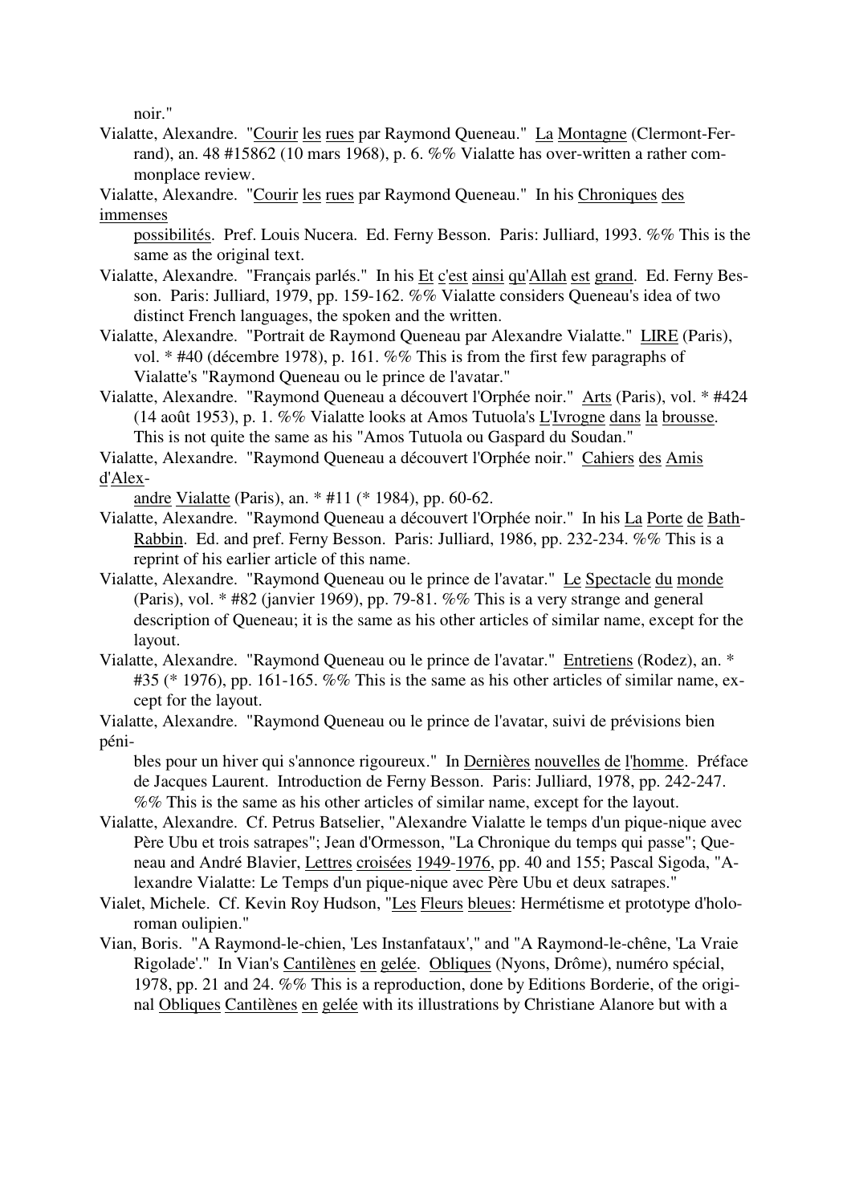noir."

Vialatte, Alexandre. "Courir les rues par Raymond Queneau." La Montagne (Clermont-Ferrand), an. 48 #15862 (10 mars 1968), p. 6. %% Vialatte has over-written a rather commonplace review.

Vialatte, Alexandre. "Courir les rues par Raymond Queneau." In his Chroniques des immenses possibilités. Pref. Louis Nucera. Ed. Ferny Besson. Paris: Julliard, 1993. %% This is the same as the original text.

Vialatte, Alexandre. "Français parlés." In his Et c'est ainsi qu'Allah est grand. Ed. Ferny Besson. Paris: Julliard, 1979, pp. 159-162. %% Vialatte considers Queneau's idea of two distinct French languages, the spoken and the written.

Vialatte, Alexandre. "Portrait de Raymond Queneau par Alexandre Vialatte." LIRE (Paris), vol. * #40 (décembre 1978), p. 161. %% This is from the first few paragraphs of Vialatte's "Raymond Queneau ou le prince de l'avatar."

Vialatte, Alexandre. "Raymond Queneau a découvert l'Orphée noir." Arts (Paris), vol. * #424 (14 août 1953), p. 1. %% Vialatte looks at Amos Tutuola's L'Ivrogne dans la brousse. This is not quite the same as his "Amos Tutuola ou Gaspard du Soudan."

Vialatte, Alexandre. "Raymond Queneau a découvert l'Orphée noir." Cahiers des Amis d'Alexandre Vialatte (Paris), an. * #11 (* 1984), pp. 60-62.

Vialatte, Alexandre. "Raymond Queneau a découvert l'Orphée noir." In his La Porte de Bath-Rabbin. Ed. and pref. Ferny Besson. Paris: Julliard, 1986, pp. 232-234. %% This is a reprint of his earlier article of this name.

Vialatte, Alexandre. "Raymond Queneau ou le prince de l'avatar." Le Spectacle du monde (Paris), vol. * #82 (janvier 1969), pp. 79-81. %% This is a very strange and general description of Queneau; it is the same as his other articles of similar name, except for the layout.

Vialatte, Alexandre. "Raymond Queneau ou le prince de l'avatar." Entretiens (Rodez), an. * #35 (* 1976), pp. 161-165. %% This is the same as his other articles of similar name, except for the layout.

Vialatte, Alexandre. "Raymond Queneau ou le prince de l'avatar, suivi de prévisions bien pénibles pour un hiver qui s'annonce rigoureux." In Dernières nouvelles de l'homme. Préface de Jacques Laurent. Introduction de Ferny Besson. Paris: Julliard, 1978, pp. 242-247. %% This is the same as his other articles of similar name, except for the layout.

Vialatte, Alexandre. Cf. Petrus Batselier, "Alexandre Vialatte le temps d'un pique-nique avec Père Ubu et trois satrapes"; Jean d'Ormesson, "La Chronique du temps qui passe"; Queneau and André Blavier, Lettres croisées 1949-1976, pp. 40 and 155; Pascal Sigoda, "Alexandre Vialatte: Le Temps d'un pique-nique avec Père Ubu et deux satrapes."

Vialet, Michele. Cf. Kevin Roy Hudson, "Les Fleurs bleues: Hermétisme et prototype d'holoroman oulipien."

Vian, Boris. "A Raymond-le-chien, 'Les Instanfataux'," and "A Raymond-le-chêne, 'La Vraie Rigolade'." In Vian's Cantilènes en gelée. Obliques (Nyons, Drôme), numéro spécial, 1978, pp. 21 and 24. %% This is a reproduction, done by Editions Borderie, of the original Obliques Cantilènes en gelée with its illustrations by Christiane Alanore but with a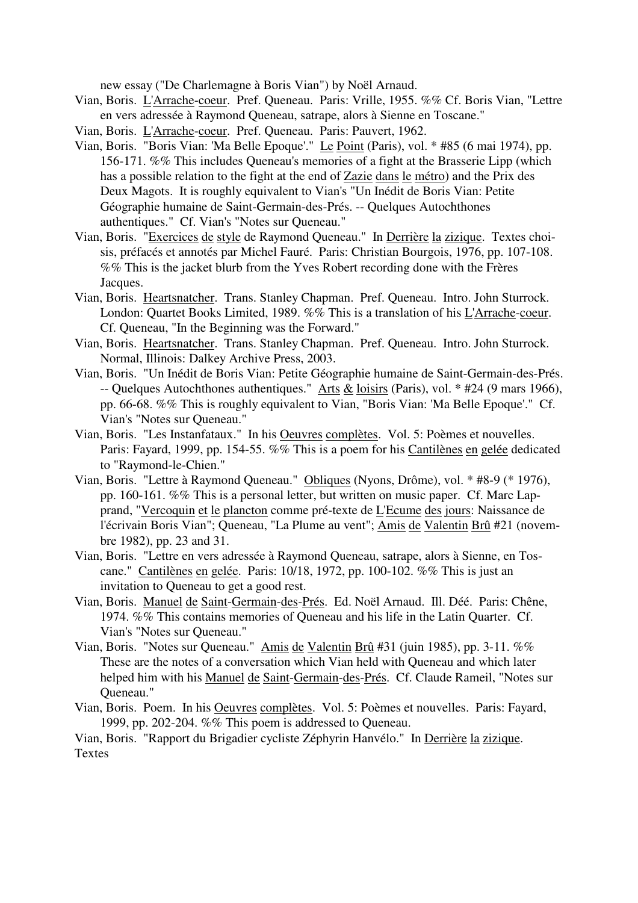new essay ("De Charlemagne à Boris Vian") by Noël Arnaud.

Vian, Boris. L'Arrache-coeur. Pref. Queneau. Paris: Vrille, 1955. %% Cf. Boris Vian, "Lettre en vers adressée à Raymond Queneau, satrape, alors à Sienne en Toscane."

Vian, Boris. L'Arrache-coeur. Pref. Queneau. Paris: Pauvert, 1962.

Vian, Boris. "Boris Vian: 'Ma Belle Epoque'." Le Point (Paris), vol. * #85 (6 mai 1974), pp. 156-171. %% This includes Queneau's memories of a fight at the Brasserie Lipp (which has a possible relation to the fight at the end of Zazie dans le métro) and the Prix des Deux Magots. It is roughly equivalent to Vian's "Un Inédit de Boris Vian: Petite Géographie humaine de Saint-Germain-des-Prés. -- Quelques Autochthones authentiques." Cf. Vian's "Notes sur Queneau."

Vian, Boris. "Exercices de style de Raymond Queneau." In Derrière la zizique. Textes choisis, préfacés et annotés par Michel Fauré. Paris: Christian Bourgois, 1976, pp. 107-108. %% This is the jacket blurb from the Yves Robert recording done with the Frères Jacques.

Vian, Boris. Heartsnatcher. Trans. Stanley Chapman. Pref. Queneau. Intro. John Sturrock. London: Quartet Books Limited, 1989. %% This is a translation of his L'Arrache-coeur. Cf. Queneau, "In the Beginning was the Forward."

Vian, Boris. Heartsnatcher. Trans. Stanley Chapman. Pref. Queneau. Intro. John Sturrock. Normal, Illinois: Dalkey Archive Press, 2003.

Vian, Boris. "Un Inédit de Boris Vian: Petite Géographie humaine de Saint-Germain-des-Prés. -- Quelques Autochthones authentiques." Arts & loisirs (Paris), vol. * #24 (9 mars 1966), pp. 66-68. %% This is roughly equivalent to Vian, "Boris Vian: 'Ma Belle Epoque'." Cf. Vian's "Notes sur Queneau."

Vian, Boris. "Les Instanfataux." In his Oeuvres complètes. Vol. 5: Poèmes et nouvelles. Paris: Fayard, 1999, pp. 154-55. %% This is a poem for his Cantilènes en gelée dedicated to "Raymond-le-Chien."

Vian, Boris. "Lettre à Raymond Queneau." Obliques (Nyons, Drôme), vol. * #8-9 (* 1976), pp. 160-161. %% This is a personal letter, but written on music paper. Cf. Marc Lapprand, "Vercoquin et le plancton comme pré-texte de L'Ecume des jours: Naissance de l'écrivain Boris Vian"; Queneau, "La Plume au vent"; Amis de Valentin Brû #21 (novembre 1982), pp. 23 and 31.

Vian, Boris. "Lettre en vers adressée à Raymond Queneau, satrape, alors à Sienne, en Toscane." Cantilènes en gelée. Paris: 10/18, 1972, pp. 100-102. %% This is just an invitation to Queneau to get a good rest.

Vian, Boris. Manuel de Saint-Germain-des-Prés. Ed. Noël Arnaud. Ill. Déé. Paris: Chêne, 1974. %% This contains memories of Queneau and his life in the Latin Quarter. Cf. Vian's "Notes sur Queneau."

Vian, Boris. "Notes sur Queneau." Amis de Valentin Brû #31 (juin 1985), pp. 3-11. %% These are the notes of a conversation which Vian held with Queneau and which later helped him with his Manuel de Saint-Germain-des-Prés. Cf. Claude Rameil, "Notes sur Queneau."

Vian, Boris. Poem. In his Oeuvres complètes. Vol. 5: Poèmes et nouvelles. Paris: Fayard, 1999, pp. 202-204. %% This poem is addressed to Queneau.

Vian, Boris. "Rapport du Brigadier cycliste Zéphyrin Hanvélo." In Derrière la zizique. Textes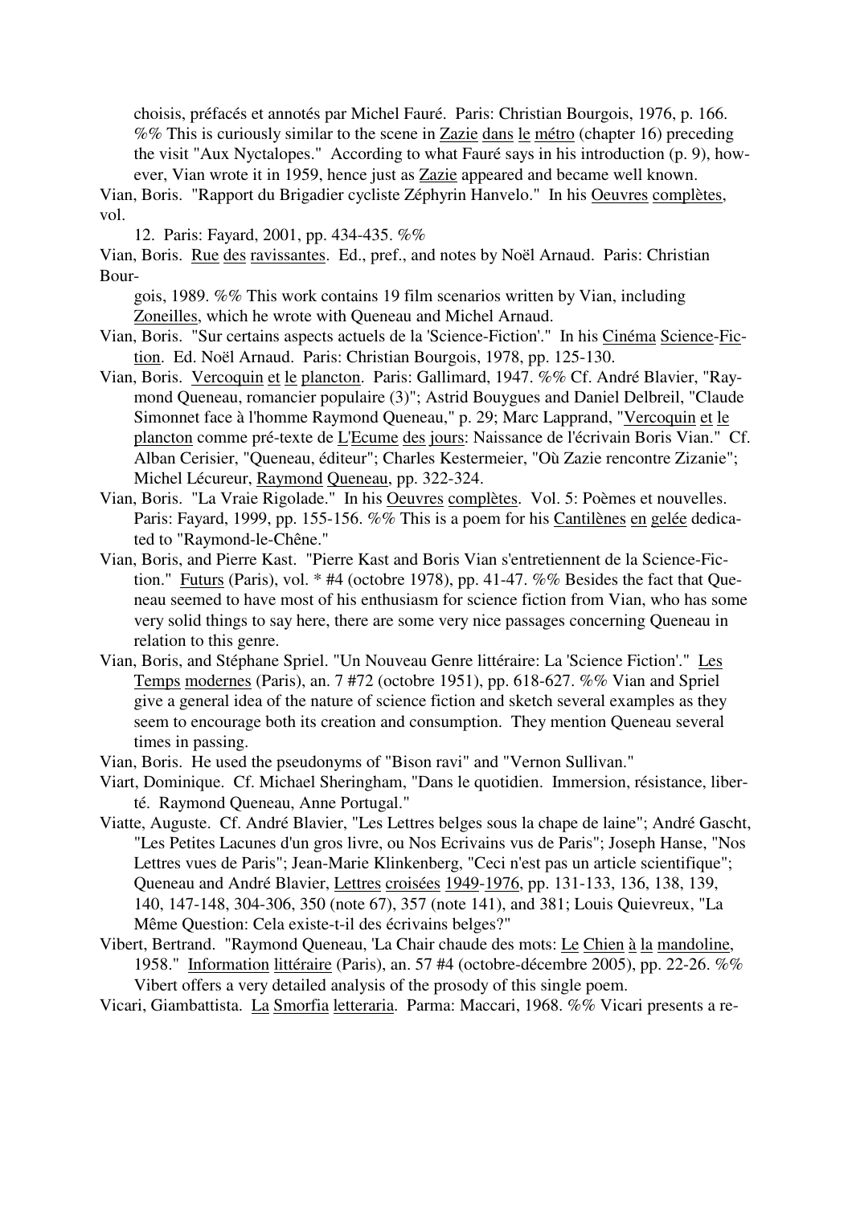choisis, préfacés et annotés par Michel Fauré. Paris: Christian Bourgois, 1976, p. 166. %% This is curiously similar to the scene in Zazie dans le métro (chapter 16) preceding the visit "Aux Nyctalopes." According to what Fauré says in his introduction (p. 9), however, Vian wrote it in 1959, hence just as Zazie appeared and became well known.

Vian, Boris. "Rapport du Brigadier cycliste Zéphyrin Hanvelo." In his Oeuvres complètes, vol. 12. Paris: Fayard, 2001, pp. 434-435. %%

Vian, Boris. Rue des ravissantes. Ed., pref., and notes by Noël Arnaud. Paris: Christian Bourgois, 1989. %% This work contains 19 film scenarios written by Vian, including Zoneilles, which he wrote with Queneau and Michel Arnaud.

Vian, Boris. "Sur certains aspects actuels de la 'Science-Fiction'." In his Cinéma Science-Fiction. Ed. Noël Arnaud. Paris: Christian Bourgois, 1978, pp. 125-130.

Vian, Boris. Vercoquin et le plancton. Paris: Gallimard, 1947. %% Cf. André Blavier, "Raymond Queneau, romancier populaire (3)"; Astrid Bouygues and Daniel Delbreil, "Claude Simonnet face à l'homme Raymond Queneau," p. 29; Marc Lapprand, "Vercoquin et le plancton comme pré-texte de L'Ecume des jours: Naissance de l'écrivain Boris Vian." Cf. Alban Cerisier, "Queneau, éditeur"; Charles Kestermeier, "Où Zazie rencontre Zizanie"; Michel Lécureur, Raymond Queneau, pp. 322-324.

Vian, Boris. "La Vraie Rigolade." In his Oeuvres complètes. Vol. 5: Poèmes et nouvelles. Paris: Fayard, 1999, pp. 155-156. %% This is a poem for his Cantilènes en gelée dedicated to "Raymond-le-Chêne."

Vian, Boris, and Pierre Kast. "Pierre Kast and Boris Vian s'entretiennent de la Science-Fiction." Futurs (Paris), vol. * #4 (octobre 1978), pp. 41-47. %% Besides the fact that Queneau seemed to have most of his enthusiasm for science fiction from Vian, who has some very solid things to say here, there are some very nice passages concerning Queneau in relation to this genre.

Vian, Boris, and Stéphane Spriel. "Un Nouveau Genre littéraire: La 'Science Fiction'." Les Temps modernes (Paris), an. 7 #72 (octobre 1951), pp. 618-627. %% Vian and Spriel give a general idea of the nature of science fiction and sketch several examples as they seem to encourage both its creation and consumption. They mention Queneau several times in passing.

Vian, Boris. He used the pseudonyms of "Bison ravi" and "Vernon Sullivan."

Viart, Dominique. Cf. Michael Sheringham, "Dans le quotidien. Immersion, résistance, liberté. Raymond Queneau, Anne Portugal."

Viatte, Auguste. Cf. André Blavier, "Les Lettres belges sous la chape de laine"; André Gascht, "Les Petites Lacunes d'un gros livre, ou Nos Ecrivains vus de Paris"; Joseph Hanse, "Nos Lettres vues de Paris"; Jean-Marie Klinkenberg, "Ceci n'est pas un article scientifique"; Queneau and André Blavier, Lettres croisées 1949-1976, pp. 131-133, 136, 138, 139, 140, 147-148, 304-306, 350 (note 67), 357 (note 141), and 381; Louis Quievreux, "La Même Question: Cela existe-t-il des écrivains belges?"

Vibert, Bertrand. "Raymond Queneau, 'La Chair chaude des mots: Le Chien à la mandoline, 1958." Information littéraire (Paris), an. 57 #4 (octobre-décembre 2005), pp. 22-26. %% Vibert offers a very detailed analysis of the prosody of this single poem.

Vicari, Giambattista. La Smorfia letteraria. Parma: Maccari, 1968. %% Vicari presents a re-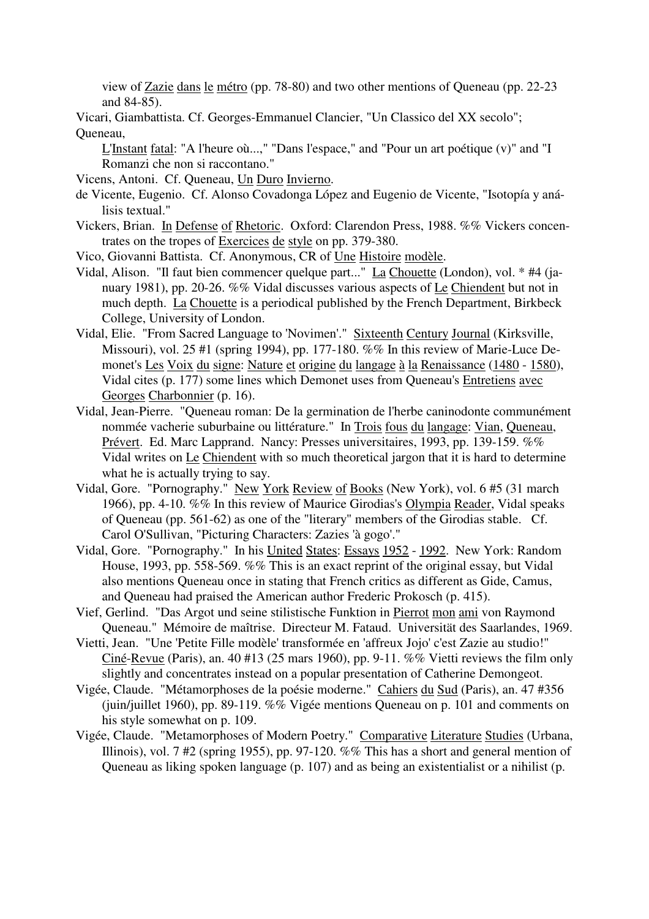view of Zazie dans le métro (pp. 78-80) and two other mentions of Queneau (pp. 22-23 and 84-85).

Vicari, Giambattista. Cf. Georges-Emmanuel Clancier, "Un Classico del XX secolo"; Queneau, L'Instant fatal: "A l'heure où...," "Dans l'espace," and "Pour un art poétique (v)" and "I Romanzi che non si raccontano."

Vicens, Antoni. Cf. Queneau, Un Duro Invierno.

de Vicente, Eugenio. Cf. Alonso Covadonga López and Eugenio de Vicente, "Isotopía y análisis textual."

Vickers, Brian. In Defense of Rhetoric. Oxford: Clarendon Press, 1988. %% Vickers concentrates on the tropes of Exercices de style on pp. 379-380.

Vico, Giovanni Battista. Cf. Anonymous, CR of Une Histoire modèle.

Vidal, Alison. "Il faut bien commencer quelque part..." La Chouette (London), vol. * #4 (january 1981), pp. 20-26. %% Vidal discusses various aspects of Le Chiendent but not in much depth. La Chouette is a periodical published by the French Department, Birkbeck College, University of London.

Vidal, Elie. "From Sacred Language to 'Novimen'." Sixteenth Century Journal (Kirksville, Missouri), vol. 25 #1 (spring 1994), pp. 177-180. %% In this review of Marie-Luce Demonet's Les Voix du signe: Nature et origine du langage à la Renaissance (1480 - 1580), Vidal cites (p. 177) some lines which Demonet uses from Queneau's Entretiens avec Georges Charbonnier (p. 16).

Vidal, Jean-Pierre. "Queneau roman: De la germination de l'herbe caninodonte communément nommée vacherie suburbaine ou littérature." In Trois fous du langage: Vian, Queneau, Prévert. Ed. Marc Lapprand. Nancy: Presses universitaires, 1993, pp. 139-159. %% Vidal writes on Le Chiendent with so much theoretical jargon that it is hard to determine what he is actually trying to say.

Vidal, Gore. "Pornography." New York Review of Books (New York), vol. 6 #5 (31 march 1966), pp. 4-10. %% In this review of Maurice Girodias's Olympia Reader, Vidal speaks of Queneau (pp. 561-62) as one of the "literary" members of the Girodias stable. Cf. Carol O'Sullivan, "Picturing Characters: Zazies 'à gogo'."

Vidal, Gore. "Pornography." In his United States: Essays 1952 - 1992. New York: Random House, 1993, pp. 558-569. %% This is an exact reprint of the original essay, but Vidal also mentions Queneau once in stating that French critics as different as Gide, Camus, and Queneau had praised the American author Frederic Prokosch (p. 415).

Vief, Gerlind. "Das Argot und seine stilistische Funktion in Pierrot mon ami von Raymond Queneau." Mémoire de maîtrise. Directeur M. Fataud. Universität des Saarlandes, 1969.

Vietti, Jean. "Une 'Petite Fille modèle' transformée en 'affreux Jojo' c'est Zazie au studio!" Ciné-Revue (Paris), an. 40 #13 (25 mars 1960), pp. 9-11. %% Vietti reviews the film only slightly and concentrates instead on a popular presentation of Catherine Demongeot.

Vigée, Claude. "Métamorphoses de la poésie moderne." Cahiers du Sud (Paris), an. 47 #356 (juin/juillet 1960), pp. 89-119. %% Vigée mentions Queneau on p. 101 and comments on his style somewhat on p. 109.

Vigée, Claude. "Metamorphoses of Modern Poetry." Comparative Literature Studies (Urbana, Illinois), vol. 7 #2 (spring 1955), pp. 97-120. %% This has a short and general mention of Queneau as liking spoken language (p. 107) and as being an existentialist or a nihilist (p.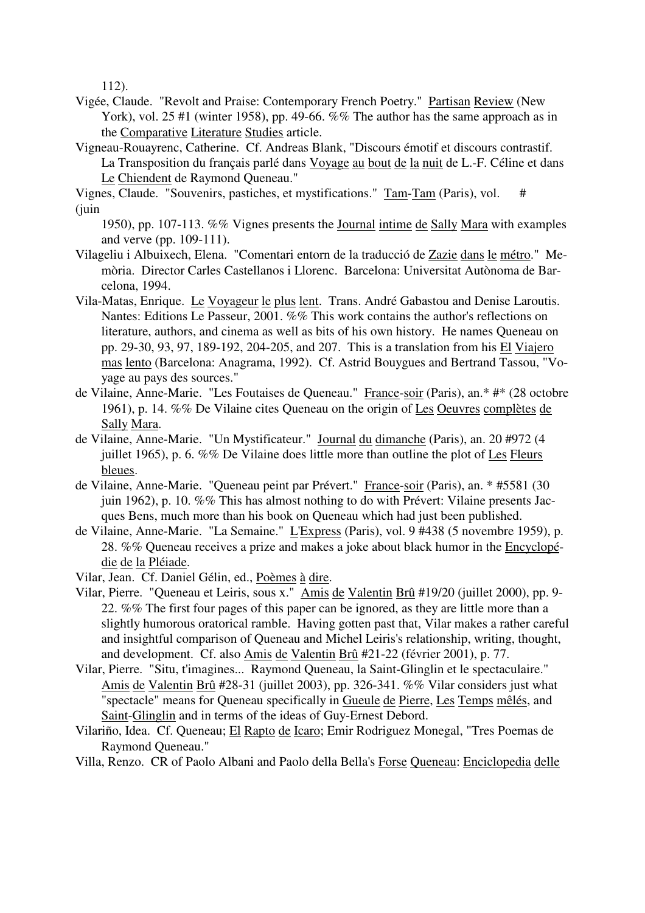112).

Vigée, Claude. "Revolt and Praise: Contemporary French Poetry." Partisan Review (New York), vol. 25 #1 (winter 1958), pp. 49-66. %% The author has the same approach as in the Comparative Literature Studies article.

Vigneau-Rouayrenc, Catherine. Cf. Andreas Blank, "Discours émotif et discours contrastif. La Transposition du français parlé dans Voyage au bout de la nuit de L.-F. Céline et dans Le Chiendent de Raymond Queneau."

Vignes, Claude. "Souvenirs, pastiches, et mystifications." Tam-Tam (Paris), vol. # (juin 1950), pp. 107-113. %% Vignes presents the Journal intime de Sally Mara with examples and verve (pp. 109-111).

Vilageliu i Albuixech, Elena. "Comentari entorn de la traducció de Zazie dans le métro." Memòria. Director Carles Castellanos i Llorenc. Barcelona: Universitat Autònoma de Barcelona, 1994.

Vila-Matas, Enrique. Le Voyageur le plus lent. Trans. André Gabastou and Denise Laroutis. Nantes: Editions Le Passeur, 2001. %% This work contains the author's reflections on literature, authors, and cinema as well as bits of his own history. He names Queneau on pp. 29-30, 93, 97, 189-192, 204-205, and 207. This is a translation from his El Viajero mas lento (Barcelona: Anagrama, 1992). Cf. Astrid Bouygues and Bertrand Tassou, "Voyage au pays des sources."

de Vilaine, Anne-Marie. "Les Foutaises de Queneau." France-soir (Paris), an.* #* (28 octobre 1961), p. 14. %% De Vilaine cites Queneau on the origin of Les Oeuvres complètes de Sally Mara.

de Vilaine, Anne-Marie. "Un Mystificateur." Journal du dimanche (Paris), an. 20 #972 (4 juillet 1965), p. 6. %% De Vilaine does little more than outline the plot of Les Fleurs bleues.

de Vilaine, Anne-Marie. "Queneau peint par Prévert." France-soir (Paris), an. * #5581 (30 juin 1962), p. 10. %% This has almost nothing to do with Prévert: Vilaine presents Jacques Bens, much more than his book on Queneau which had just been published.

de Vilaine, Anne-Marie. "La Semaine." L'Express (Paris), vol. 9 #438 (5 novembre 1959), p. 28. %% Queneau receives a prize and makes a joke about black humor in the Encyclopédie de la Pléiade.

Vilar, Jean. Cf. Daniel Gélin, ed., Poèmes à dire.

Vilar, Pierre. "Queneau et Leiris, sous x." Amis de Valentin Brû #19/20 (juillet 2000), pp. 9-22. %% The first four pages of this paper can be ignored, as they are little more than a slightly humorous oratorical ramble. Having gotten past that, Vilar makes a rather careful and insightful comparison of Queneau and Michel Leiris's relationship, writing, thought, and development. Cf. also Amis de Valentin Brû #21-22 (février 2001), p. 77.

Vilar, Pierre. "Situ, t'imagines... Raymond Queneau, la Saint-Glinglin et le spectaculaire." Amis de Valentin Brû #28-31 (juillet 2003), pp. 326-341. %% Vilar considers just what "spectacle" means for Queneau specifically in Gueule de Pierre, Les Temps mêlés, and Saint-Glinglin and in terms of the ideas of Guy-Ernest Debord.

Vilariño, Idea. Cf. Queneau; El Rapto de Icaro; Emir Rodriguez Monegal, "Tres Poemas de Raymond Queneau."

Villa, Renzo. CR of Paolo Albani and Paolo della Bella's Forse Queneau: Enciclopedia delle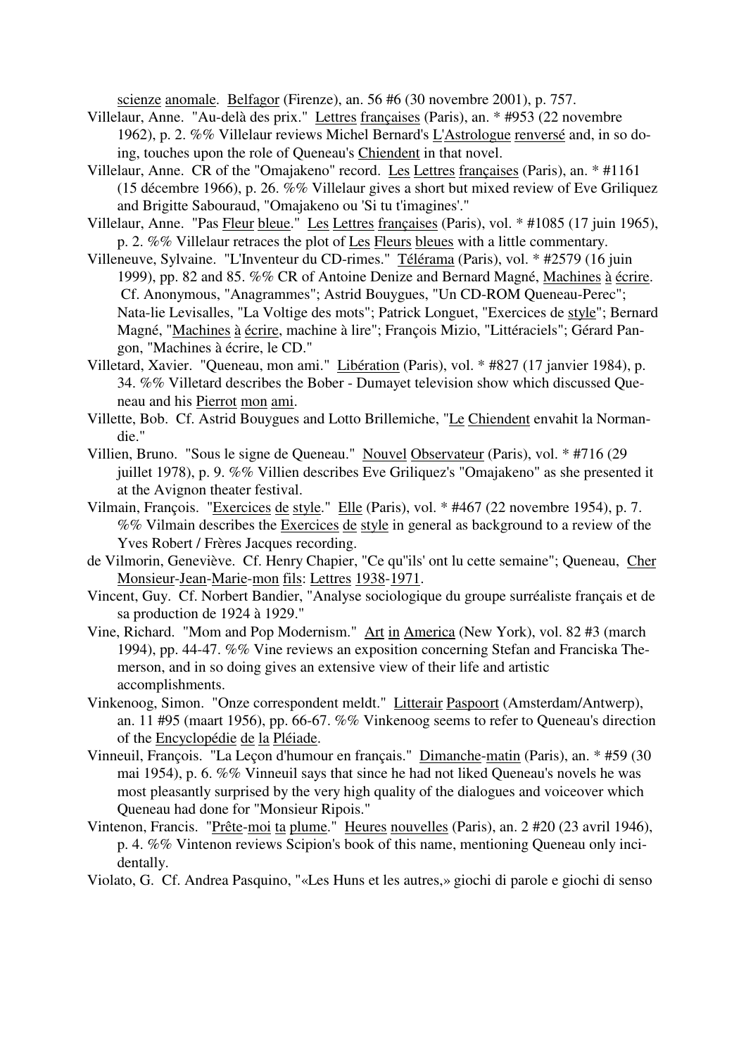scienze anomale. Belfagor (Firenze), an. 56 #6 (30 novembre 2001), p. 757.

Villelaur, Anne. "Au-delà des prix." Lettres françaises (Paris), an. * #953 (22 novembre 1962), p. 2. %% Villelaur reviews Michel Bernard's L'Astrologue renversé and, in so doing, touches upon the role of Queneau's Chiendent in that novel.

Villelaur, Anne. CR of the "Omajakeno" record. Les Lettres françaises (Paris), an. * #1161 (15 décembre 1966), p. 26. %% Villelaur gives a short but mixed review of Eve Griliquez and Brigitte Sabouraud, "Omajakeno ou 'Si tu t'imagines'."

Villelaur, Anne. "Pas Fleur bleue." Les Lettres françaises (Paris), vol. * #1085 (17 juin 1965), p. 2. %% Villelaur retraces the plot of Les Fleurs bleues with a little commentary.

Villeneuve, Sylvaine. "L'Inventeur du CD-rimes." Télérama (Paris), vol. * #2579 (16 juin 1999), pp. 82 and 85. %% CR of Antoine Denize and Bernard Magné, Machines à écrire. Cf. Anonymous, "Anagrammes"; Astrid Bouygues, "Un CD-ROM Queneau-Perec"; Nata-lie Levisalles, "La Voltige des mots"; Patrick Longuet, "Exercices de style"; Bernard Magné, "Machines à écrire, machine à lire"; François Mizio, "Littéraciels"; Gérard Pan-gon, "Machines à écrire, le CD."

Villetard, Xavier. "Queneau, mon ami." Libération (Paris), vol. * #827 (17 janvier 1984), p. 34. %% Villetard describes the Bober - Dumayet television show which discussed Queneau and his Pierrot mon ami.

Villette, Bob. Cf. Astrid Bouygues and Lotto Brillemiche, "Le Chiendent envahit la Normandie."

Villien, Bruno. "Sous le signe de Queneau." Nouvel Observateur (Paris), vol. * #716 (29 juillet 1978), p. 9. %% Villien describes Eve Griliquez's "Omajakeno" as she presented it at the Avignon theater festival.

Vilmain, François. "Exercices de style." Elle (Paris), vol. * #467 (22 novembre 1954), p. 7. %% Vilmain describes the Exercices de style in general as background to a review of the Yves Robert / Frères Jacques recording.

de Vilmorin, Geneviève. Cf. Henry Chapier, "Ce qu"ils' ont lu cette semaine"; Queneau, Cher Monsieur-Jean-Marie-mon fils: Lettres 1938-1971.

Vincent, Guy. Cf. Norbert Bandier, "Analyse sociologique du groupe surréaliste français et de sa production de 1924 à 1929."

Vine, Richard. "Mom and Pop Modernism." Art in America (New York), vol. 82 #3 (march 1994), pp. 44-47. %% Vine reviews an exposition concerning Stefan and Franciska Themerson, and in so doing gives an extensive view of their life and artistic accomplishments.

Vinkenoog, Simon. "Onze correspondent meldt." Litterair Paspoort (Amsterdam/Antwerp), an. 11 #95 (maart 1956), pp. 66-67. %% Vinkenoog seems to refer to Queneau's direction of the Encyclopédie de la Pléiade.

Vinneuil, François. "La Leçon d'humour en français." Dimanche-matin (Paris), an. * #59 (30 mai 1954), p. 6. %% Vinneuil says that since he had not liked Queneau's novels he was most pleasantly surprised by the very high quality of the dialogues and voiceover which Queneau had done for "Monsieur Ripois."

Vintenon, Francis. "Prête-moi ta plume." Heures nouvelles (Paris), an. 2 #20 (23 avril 1946), p. 4. %% Vintenon reviews Scipion's book of this name, mentioning Queneau only incidentally.

Violato, G. Cf. Andrea Pasquino, "«Les Huns et les autres,» giochi di parole e giochi di senso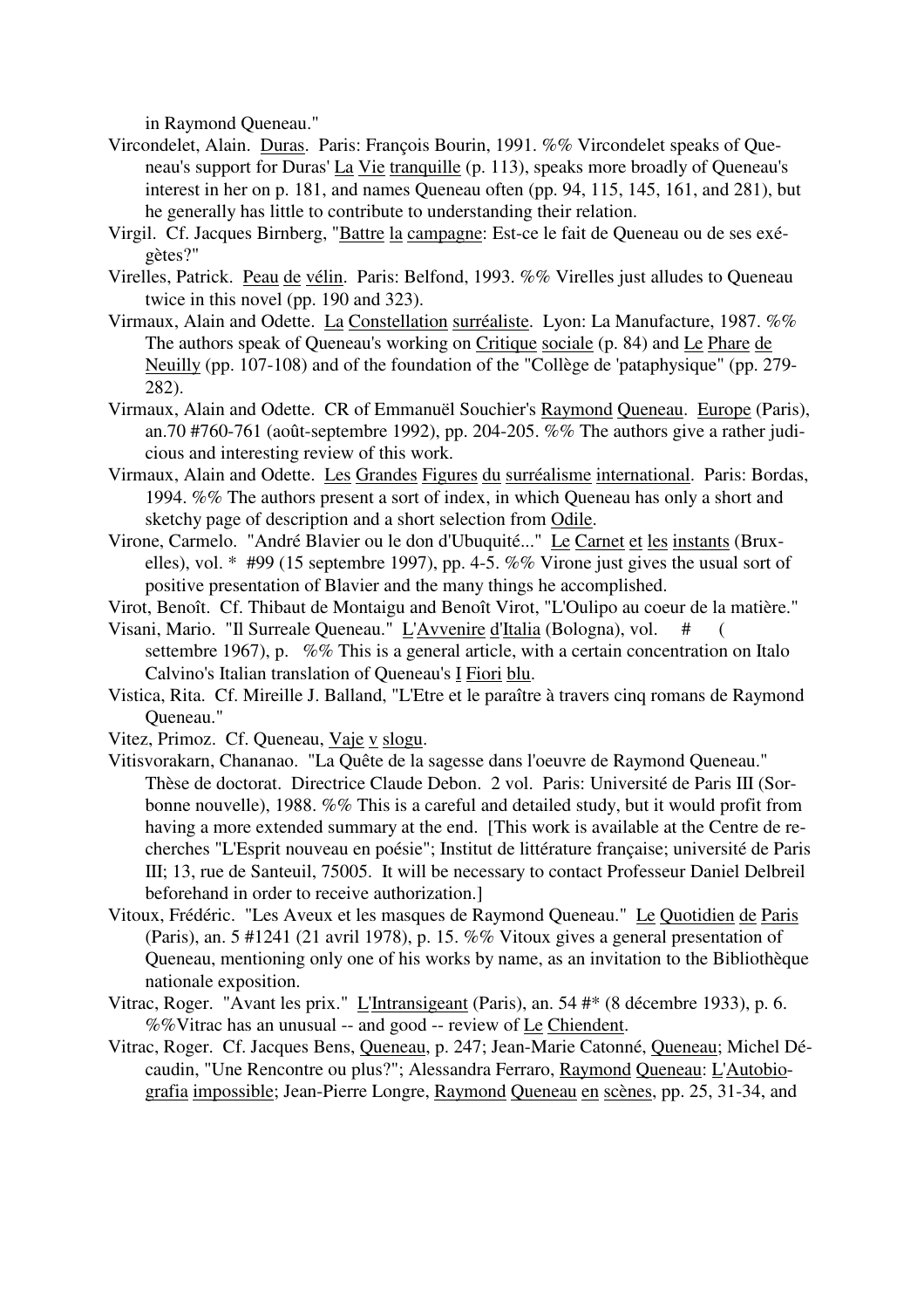in Raymond Queneau."

Vircondelet, Alain. Duras. Paris: François Bourin, 1991. %% Vircondelet speaks of Queneau's support for Duras' La Vie tranquille (p. 113), speaks more broadly of Queneau's interest in her on p. 181, and names Queneau often (pp. 94, 115, 145, 161, and 281), but he generally has little to contribute to understanding their relation.

Virgil. Cf. Jacques Birnberg, "Battre la campagne: Est-ce le fait de Queneau ou de ses exégètes?"

Virelles, Patrick. Peau de vélin. Paris: Belfond, 1993. %% Virelles just alludes to Queneau twice in this novel (pp. 190 and 323).

Virmaux, Alain and Odette. La Constellation surréaliste. Lyon: La Manufacture, 1987. %% The authors speak of Queneau's working on Critique sociale (p. 84) and Le Phare de Neuilly (pp. 107-108) and of the foundation of the "Collège de 'pataphysique" (pp. 279-282).

Virmaux, Alain and Odette. CR of Emmanuël Souchier's Raymond Queneau. Europe (Paris), an.70 #760-761 (août-septembre 1992), pp. 204-205. %% The authors give a rather judicious and interesting review of this work.

Virmaux, Alain and Odette. Les Grandes Figures du surréalisme international. Paris: Bordas, 1994. %% The authors present a sort of index, in which Queneau has only a short and sketchy page of description and a short selection from Odile.

Virone, Carmelo. "André Blavier ou le don d'Ubuquité..." Le Carnet et les instants (Bruxelles), vol. * #99 (15 septembre 1997), pp. 4-5. %% Virone just gives the usual sort of positive presentation of Blavier and the many things he accomplished.

Virot, Benoît. Cf. Thibaut de Montaigu and Benoît Virot, "L'Oulipo au coeur de la matière."

Visani, Mario. "Il Surreale Queneau." L'Avvenire d'Italia (Bologna), vol. # ( settembre 1967), p. %% This is a general article, with a certain concentration on Italo Calvino's Italian translation of Queneau's I Fiori blu.

Vistica, Rita. Cf. Mireille J. Balland, "L'Etre et le paraître à travers cinq romans de Raymond Queneau."

Vitez, Primoz. Cf. Queneau, Vaje v slogu.

Vitisvorakarn, Chananao. "La Quête de la sagesse dans l'oeuvre de Raymond Queneau." Thèse de doctorat. Directrice Claude Debon. 2 vol. Paris: Université de Paris III (Sorbonne nouvelle), 1988. %% This is a careful and detailed study, but it would profit from having a more extended summary at the end. [This work is available at the Centre de recherches "L'Esprit nouveau en poésie"; Institut de littérature française; université de Paris III; 13, rue de Santeuil, 75005. It will be necessary to contact Professeur Daniel Delbreil beforehand in order to receive authorization.]

Vitoux, Frédéric. "Les Aveux et les masques de Raymond Queneau." Le Quotidien de Paris (Paris), an. 5 #1241 (21 avril 1978), p. 15. %% Vitoux gives a general presentation of Queneau, mentioning only one of his works by name, as an invitation to the Bibliothèque nationale exposition.

Vitrac, Roger. "Avant les prix." L'Intransigeant (Paris), an. 54 #* (8 décembre 1933), p. 6. %%Vitrac has an unusual -- and good -- review of Le Chiendent.

Vitrac, Roger. Cf. Jacques Bens, Queneau, p. 247; Jean-Marie Catonné, Queneau; Michel Décaudin, "Une Rencontre ou plus?"; Alessandra Ferraro, Raymond Queneau: L'Autobiografia impossible; Jean-Pierre Longre, Raymond Queneau en scènes, pp. 25, 31-34, and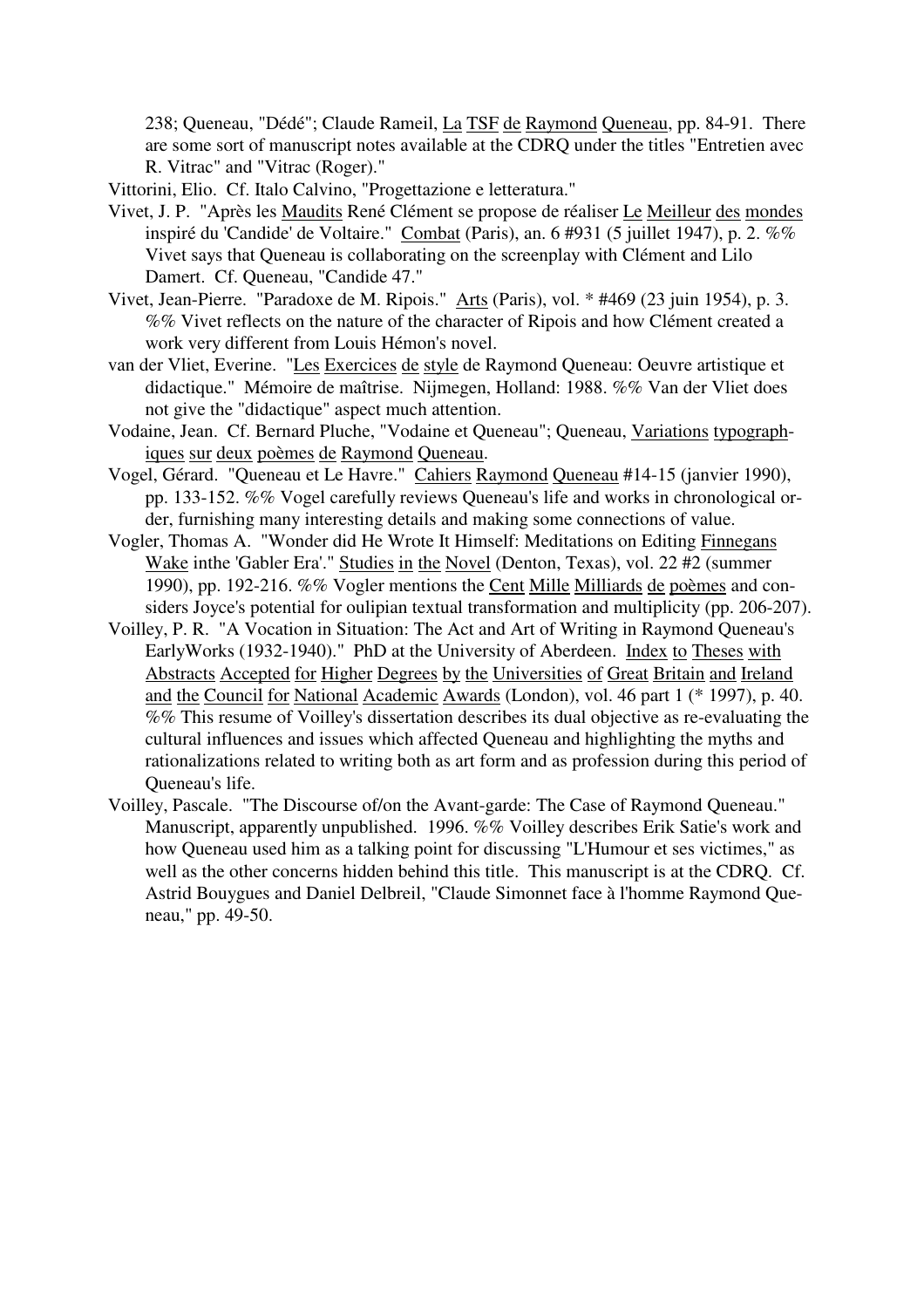238; Queneau, "Dédé"; Claude Rameil, La TSF de Raymond Queneau, pp. 84-91. There are some sort of manuscript notes available at the CDRQ under the titles "Entretien avec R. Vitrac" and "Vitrac (Roger)."

Vittorini, Elio. Cf. Italo Calvino, "Progettazione e letteratura."

Vivet, J. P. "Après les Maudits René Clément se propose de réaliser Le Meilleur des mondes inspiré du 'Candide' de Voltaire." Combat (Paris), an. 6 #931 (5 juillet 1947), p. 2. %% Vivet says that Queneau is collaborating on the screenplay with Clément and Lilo Damert. Cf. Queneau, "Candide 47."

Vivet, Jean-Pierre. "Paradoxe de M. Ripois." Arts (Paris), vol. * #469 (23 juin 1954), p. 3. %% Vivet reflects on the nature of the character of Ripois and how Clément created a work very different from Louis Hémon's novel.

van der Vliet, Everine. "Les Exercices de style de Raymond Queneau: Oeuvre artistique et didactique." Mémoire de maîtrise. Nijmegen, Holland: 1988. %% Van der Vliet does not give the "didactique" aspect much attention.

Vodaine, Jean. Cf. Bernard Pluche, "Vodaine et Queneau"; Queneau, Variations typographiques sur deux poèmes de Raymond Queneau.

Vogel, Gérard. "Queneau et Le Havre." Cahiers Raymond Queneau #14-15 (janvier 1990), pp. 133-152. %% Vogel carefully reviews Queneau's life and works in chronological order, furnishing many interesting details and making some connections of value.

Vogler, Thomas A. "Wonder did He Wrote It Himself: Meditations on Editing Finnegans Wake inthe 'Gabler Era'." Studies in the Novel (Denton, Texas), vol. 22 #2 (summer 1990), pp. 192-216. %% Vogler mentions the Cent Mille Milliards de poèmes and considers Joyce's potential for oulipian textual transformation and multiplicity (pp. 206-207).

Voilley, P. R. "A Vocation in Situation: The Act and Art of Writing in Raymond Queneau's EarlyWorks (1932-1940)." PhD at the University of Aberdeen. Index to Theses with Abstracts Accepted for Higher Degrees by the Universities of Great Britain and Ireland and the Council for National Academic Awards (London), vol. 46 part 1 (* 1997), p. 40. %% This resume of Voilley's dissertation describes its dual objective as re-evaluating the cultural influences and issues which affected Queneau and highlighting the myths and rationalizations related to writing both as art form and as profession during this period of Queneau's life.

Voilley, Pascale. "The Discourse of/on the Avant-garde: The Case of Raymond Queneau." Manuscript, apparently unpublished. 1996. %% Voilley describes Erik Satie's work and how Queneau used him as a talking point for discussing "L'Humour et ses victimes," as well as the other concerns hidden behind this title. This manuscript is at the CDRQ. Cf. Astrid Bouygues and Daniel Delbreil, "Claude Simonnet face à l'homme Raymond Queneau," pp. 49-50.